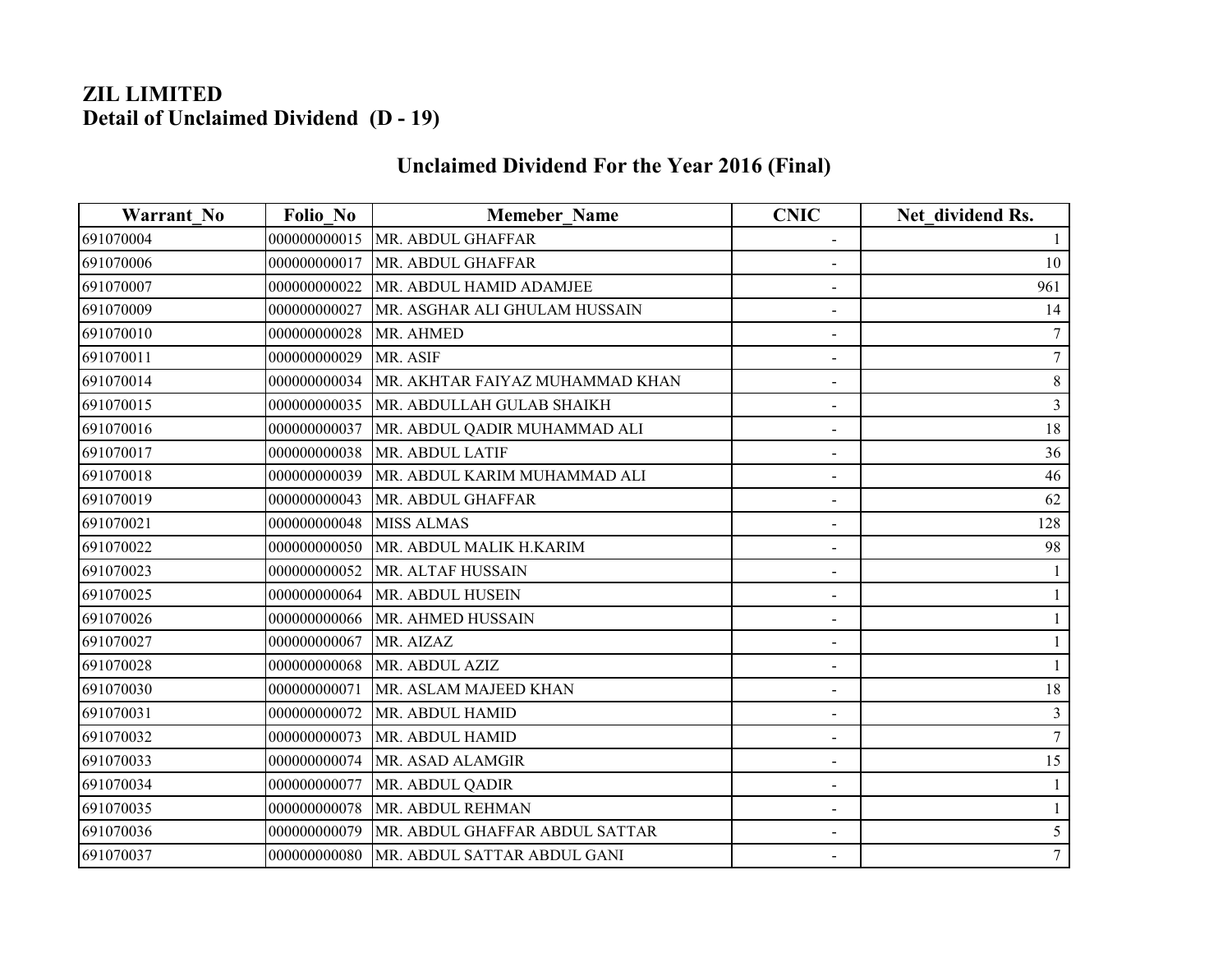# ZIL LIMITED
## Detail of Unclaimed Dividend (D - 19)

## Unclaimed Dividend For the Year 2016 (Final)

| Warrant_No | Folio_No | Memeber_Name | CNIC | Net_dividend Rs. |
|---|---|---|---|---|
| 691070004 | 000000000015 | MR. ABDUL GHAFFAR | - | 1 |
| 691070006 | 000000000017 | MR. ABDUL GHAFFAR | - | 10 |
| 691070007 | 000000000022 | MR. ABDUL HAMID ADAMJEE | - | 961 |
| 691070009 | 000000000027 | MR. ASGHAR ALI GHULAM HUSSAIN | - | 14 |
| 691070010 | 000000000028 | MR. AHMED | - | 7 |
| 691070011 | 000000000029 | MR. ASIF | - | 7 |
| 691070014 | 000000000034 | MR. AKHTAR FAIYAZ MUHAMMAD KHAN | - | 8 |
| 691070015 | 000000000035 | MR. ABDULLAH GULAB SHAIKH | - | 3 |
| 691070016 | 000000000037 | MR. ABDUL QADIR MUHAMMAD ALI | - | 18 |
| 691070017 | 000000000038 | MR. ABDUL LATIF | - | 36 |
| 691070018 | 000000000039 | MR. ABDUL KARIM MUHAMMAD ALI | - | 46 |
| 691070019 | 000000000043 | MR. ABDUL GHAFFAR | - | 62 |
| 691070021 | 000000000048 | MISS ALMAS | - | 128 |
| 691070022 | 000000000050 | MR. ABDUL MALIK H.KARIM | - | 98 |
| 691070023 | 000000000052 | MR. ALTAF HUSSAIN | - | 1 |
| 691070025 | 000000000064 | MR. ABDUL HUSEIN | - | 1 |
| 691070026 | 000000000066 | MR. AHMED HUSSAIN | - | 1 |
| 691070027 | 000000000067 | MR. AIZAZ | - | 1 |
| 691070028 | 000000000068 | MR. ABDUL AZIZ | - | 1 |
| 691070030 | 000000000071 | MR. ASLAM MAJEED KHAN | - | 18 |
| 691070031 | 000000000072 | MR. ABDUL HAMID | - | 3 |
| 691070032 | 000000000073 | MR. ABDUL HAMID | - | 7 |
| 691070033 | 000000000074 | MR. ASAD ALAMGIR | - | 15 |
| 691070034 | 000000000077 | MR. ABDUL QADIR | - | 1 |
| 691070035 | 000000000078 | MR. ABDUL REHMAN | - | 1 |
| 691070036 | 000000000079 | MR. ABDUL GHAFFAR ABDUL SATTAR | - | 5 |
| 691070037 | 000000000080 | MR. ABDUL SATTAR ABDUL GANI | - | 7 |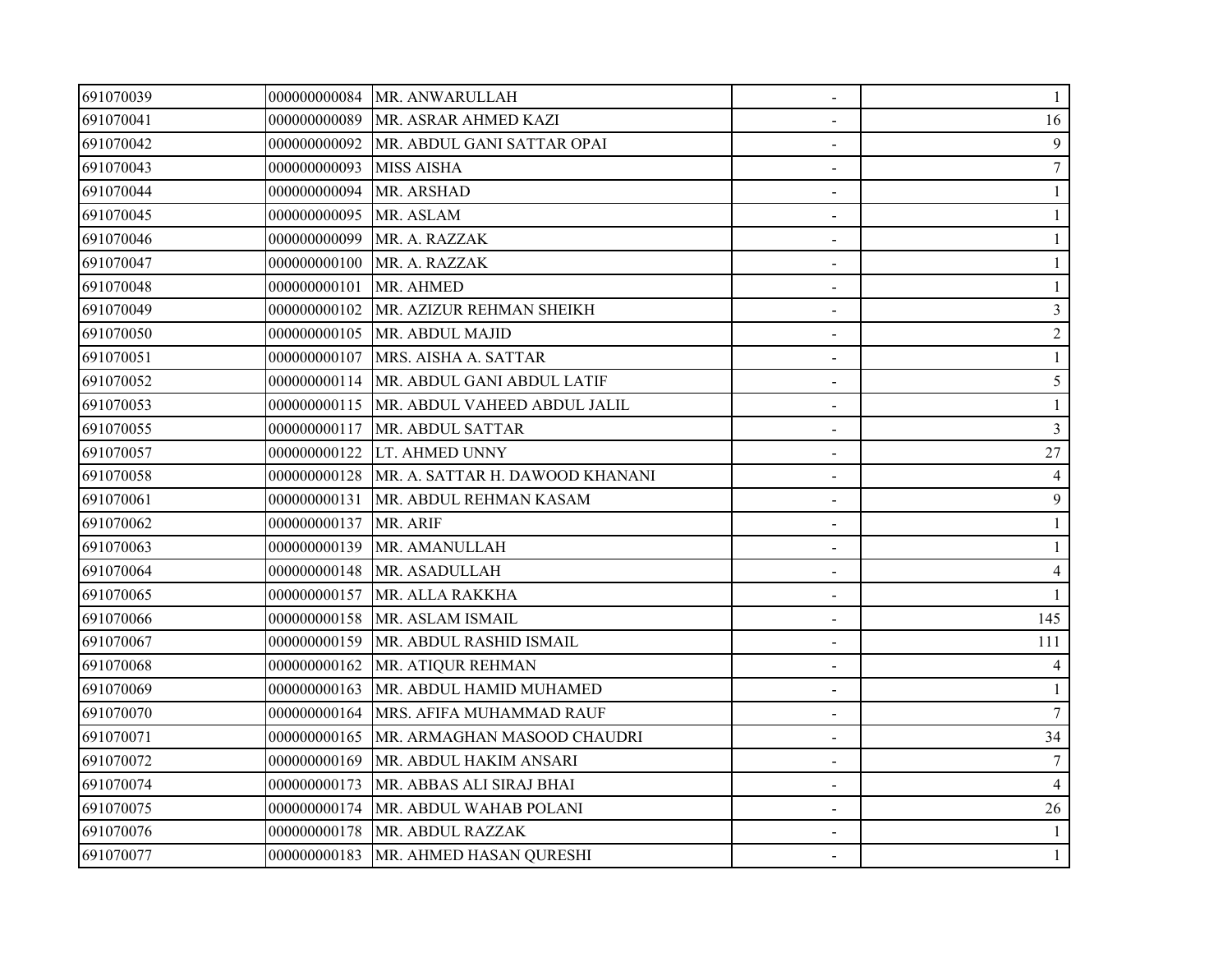| | | | | |
|---|---|---|---|---|
| 691070039 | 000000000084 | MR. ANWARULLAH | - | 1 |
| 691070041 | 000000000089 | MR. ASRAR AHMED KAZI | - | 16 |
| 691070042 | 000000000092 | MR. ABDUL GANI SATTAR OPAI | - | 9 |
| 691070043 | 000000000093 | MISS AISHA | - | 7 |
| 691070044 | 000000000094 | MR. ARSHAD | - | 1 |
| 691070045 | 000000000095 | MR. ASLAM | - | 1 |
| 691070046 | 000000000099 | MR. A. RAZZAK | - | 1 |
| 691070047 | 000000000100 | MR. A. RAZZAK | - | 1 |
| 691070048 | 000000000101 | MR. AHMED | - | 1 |
| 691070049 | 000000000102 | MR. AZIZUR REHMAN SHEIKH | - | 3 |
| 691070050 | 000000000105 | MR. ABDUL MAJID | - | 2 |
| 691070051 | 000000000107 | MRS. AISHA A. SATTAR | - | 1 |
| 691070052 | 000000000114 | MR. ABDUL GANI ABDUL LATIF | - | 5 |
| 691070053 | 000000000115 | MR. ABDUL VAHEED ABDUL JALIL | - | 1 |
| 691070055 | 000000000117 | MR. ABDUL SATTAR | - | 3 |
| 691070057 | 000000000122 | LT. AHMED UNNY | - | 27 |
| 691070058 | 000000000128 | MR. A. SATTAR H. DAWOOD KHANANI | - | 4 |
| 691070061 | 000000000131 | MR. ABDUL REHMAN KASAM | - | 9 |
| 691070062 | 000000000137 | MR. ARIF | - | 1 |
| 691070063 | 000000000139 | MR. AMANULLAH | - | 1 |
| 691070064 | 000000000148 | MR. ASADULLAH | - | 4 |
| 691070065 | 000000000157 | MR. ALLA RAKKHA | - | 1 |
| 691070066 | 000000000158 | MR. ASLAM ISMAIL | - | 145 |
| 691070067 | 000000000159 | MR. ABDUL RASHID ISMAIL | - | 111 |
| 691070068 | 000000000162 | MR. ATIQUR REHMAN | - | 4 |
| 691070069 | 000000000163 | MR. ABDUL HAMID MUHAMED | - | 1 |
| 691070070 | 000000000164 | MRS. AFIFA MUHAMMAD RAUF | - | 7 |
| 691070071 | 000000000165 | MR. ARMAGHAN MASOOD CHAUDRI | - | 34 |
| 691070072 | 000000000169 | MR. ABDUL HAKIM ANSARI | - | 7 |
| 691070074 | 000000000173 | MR. ABBAS ALI SIRAJ BHAI | - | 4 |
| 691070075 | 000000000174 | MR. ABDUL WAHAB POLANI | - | 26 |
| 691070076 | 000000000178 | MR. ABDUL RAZZAK | - | 1 |
| 691070077 | 000000000183 | MR. AHMED HASAN QURESHI | - | 1 |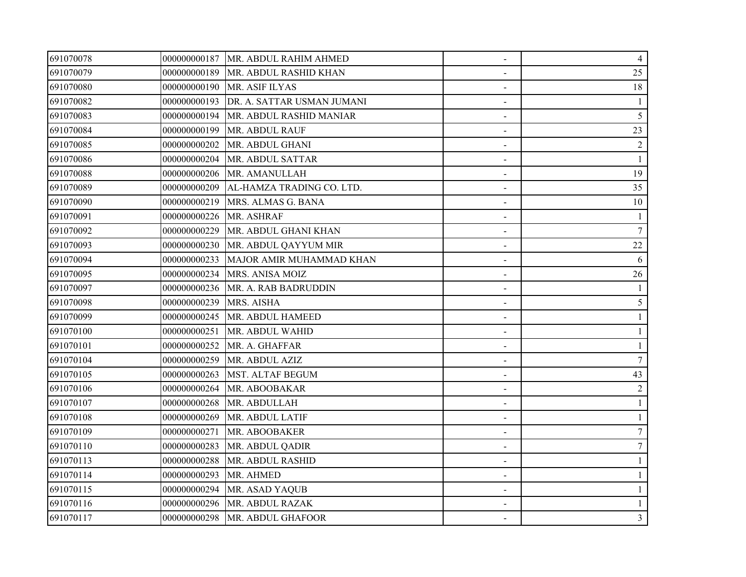| | | | | |
|---|---|---|---|---|
| 691070078 | 000000000187 | MR. ABDUL RAHIM AHMED | - | 4 |
| 691070079 | 000000000189 | MR. ABDUL RASHID KHAN | - | 25 |
| 691070080 | 000000000190 | MR. ASIF ILYAS | - | 18 |
| 691070082 | 000000000193 | DR. A. SATTAR USMAN JUMANI | - | 1 |
| 691070083 | 000000000194 | MR. ABDUL RASHID MANIAR | - | 5 |
| 691070084 | 000000000199 | MR. ABDUL RAUF | - | 23 |
| 691070085 | 000000000202 | MR. ABDUL GHANI | - | 2 |
| 691070086 | 000000000204 | MR. ABDUL SATTAR | - | 1 |
| 691070088 | 000000000206 | MR. AMANULLAH | - | 19 |
| 691070089 | 000000000209 | AL-HAMZA TRADING CO. LTD. | - | 35 |
| 691070090 | 000000000219 | MRS. ALMAS G. BANA | - | 10 |
| 691070091 | 000000000226 | MR. ASHRAF | - | 1 |
| 691070092 | 000000000229 | MR. ABDUL GHANI KHAN | - | 7 |
| 691070093 | 000000000230 | MR. ABDUL QAYYUM MIR | - | 22 |
| 691070094 | 000000000233 | MAJOR AMIR MUHAMMAD KHAN | - | 6 |
| 691070095 | 000000000234 | MRS. ANISA MOIZ | - | 26 |
| 691070097 | 000000000236 | MR. A. RAB BADRUDDIN | - | 1 |
| 691070098 | 000000000239 | MRS. AISHA | - | 5 |
| 691070099 | 000000000245 | MR. ABDUL HAMEED | - | 1 |
| 691070100 | 000000000251 | MR. ABDUL WAHID | - | 1 |
| 691070101 | 000000000252 | MR. A. GHAFFAR | - | 1 |
| 691070104 | 000000000259 | MR. ABDUL AZIZ | - | 7 |
| 691070105 | 000000000263 | MST. ALTAF BEGUM | - | 43 |
| 691070106 | 000000000264 | MR. ABOOBAKAR | - | 2 |
| 691070107 | 000000000268 | MR. ABDULLAH | - | 1 |
| 691070108 | 000000000269 | MR. ABDUL LATIF | - | 1 |
| 691070109 | 000000000271 | MR. ABOOBAKER | - | 7 |
| 691070110 | 000000000283 | MR. ABDUL QADIR | - | 7 |
| 691070113 | 000000000288 | MR. ABDUL RASHID | - | 1 |
| 691070114 | 000000000293 | MR. AHMED | - | 1 |
| 691070115 | 000000000294 | MR. ASAD YAQUB | - | 1 |
| 691070116 | 000000000296 | MR. ABDUL RAZAK | - | 1 |
| 691070117 | 000000000298 | MR. ABDUL GHAFOOR | - | 3 |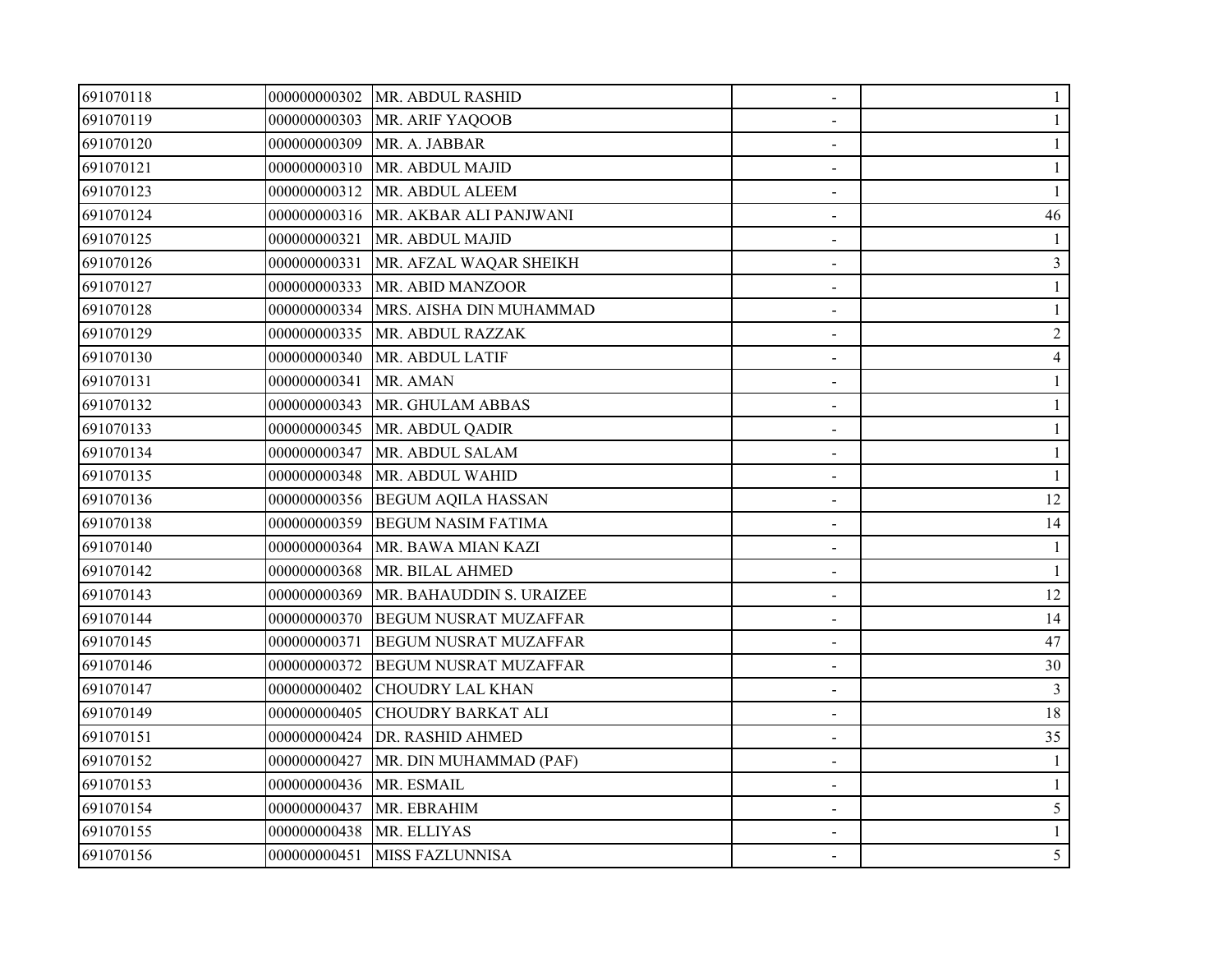| | | | | |
|---|---|---|---|---|
| 691070118 | 000000000302 | MR. ABDUL RASHID | - | 1 |
| 691070119 | 000000000303 | MR. ARIF YAQOOB | - | 1 |
| 691070120 | 000000000309 | MR. A. JABBAR | - | 1 |
| 691070121 | 000000000310 | MR. ABDUL MAJID | - | 1 |
| 691070123 | 000000000312 | MR. ABDUL ALEEM | - | 1 |
| 691070124 | 000000000316 | MR. AKBAR ALI PANJWANI | - | 46 |
| 691070125 | 000000000321 | MR. ABDUL MAJID | - | 1 |
| 691070126 | 000000000331 | MR. AFZAL WAQAR SHEIKH | - | 3 |
| 691070127 | 000000000333 | MR. ABID MANZOOR | - | 1 |
| 691070128 | 000000000334 | MRS. AISHA DIN MUHAMMAD | - | 1 |
| 691070129 | 000000000335 | MR. ABDUL RAZZAK | - | 2 |
| 691070130 | 000000000340 | MR. ABDUL LATIF | - | 4 |
| 691070131 | 000000000341 | MR. AMAN | - | 1 |
| 691070132 | 000000000343 | MR. GHULAM ABBAS | - | 1 |
| 691070133 | 000000000345 | MR. ABDUL QADIR | - | 1 |
| 691070134 | 000000000347 | MR. ABDUL SALAM | - | 1 |
| 691070135 | 000000000348 | MR. ABDUL WAHID | - | 1 |
| 691070136 | 000000000356 | BEGUM AQILA HASSAN | - | 12 |
| 691070138 | 000000000359 | BEGUM NASIM FATIMA | - | 14 |
| 691070140 | 000000000364 | MR. BAWA MIAN KAZI | - | 1 |
| 691070142 | 000000000368 | MR. BILAL AHMED | - | 1 |
| 691070143 | 000000000369 | MR. BAHAUDDIN S. URAIZEE | - | 12 |
| 691070144 | 000000000370 | BEGUM NUSRAT MUZAFFAR | - | 14 |
| 691070145 | 000000000371 | BEGUM NUSRAT MUZAFFAR | - | 47 |
| 691070146 | 000000000372 | BEGUM NUSRAT MUZAFFAR | - | 30 |
| 691070147 | 000000000402 | CHOUDRY LAL KHAN | - | 3 |
| 691070149 | 000000000405 | CHOUDRY BARKAT ALI | - | 18 |
| 691070151 | 000000000424 | DR. RASHID AHMED | - | 35 |
| 691070152 | 000000000427 | MR. DIN MUHAMMAD (PAF) | - | 1 |
| 691070153 | 000000000436 | MR. ESMAIL | - | 1 |
| 691070154 | 000000000437 | MR. EBRAHIM | - | 5 |
| 691070155 | 000000000438 | MR. ELLIYAS | - | 1 |
| 691070156 | 000000000451 | MISS FAZLUNNISA | - | 5 |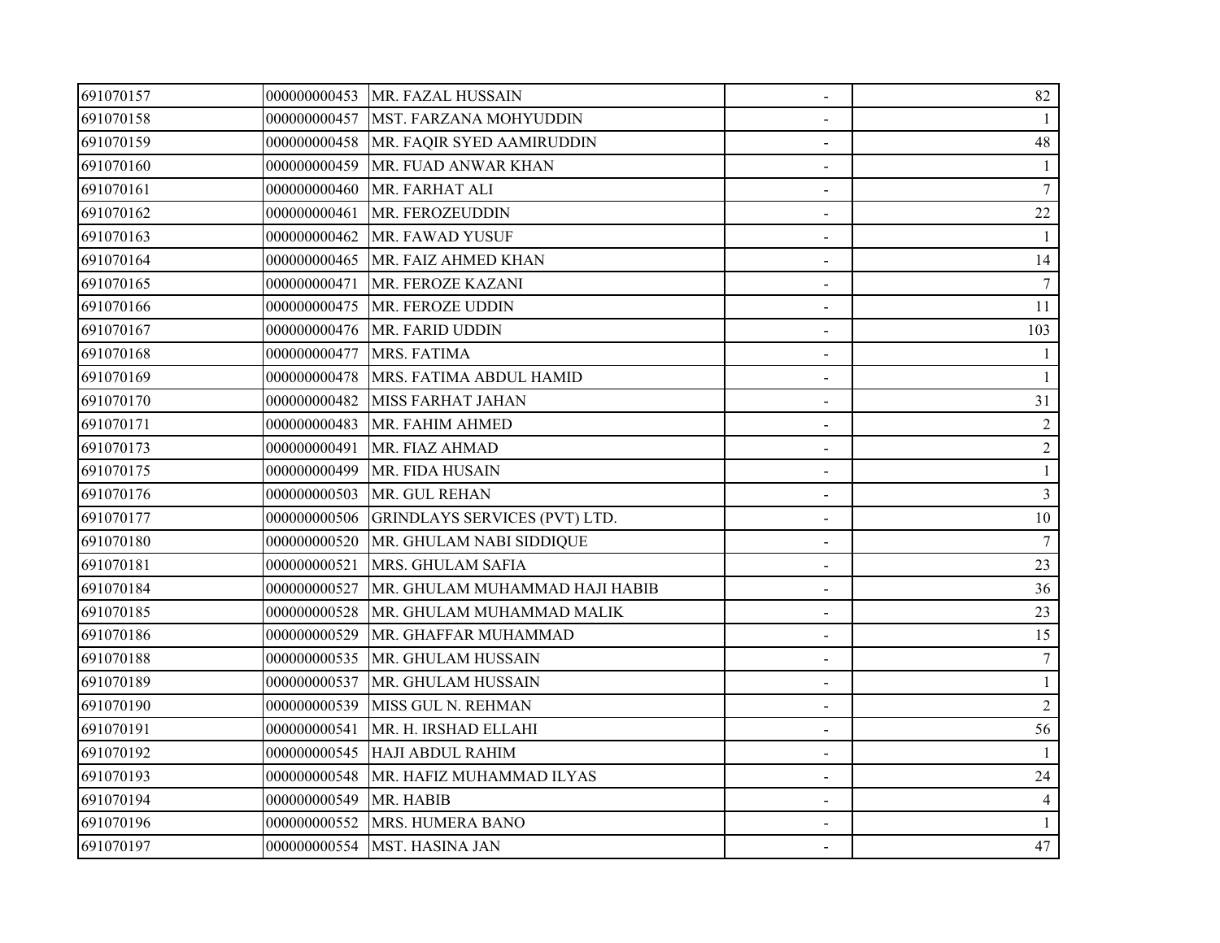| | | | | |
|---|---|---|---|---|
| 691070157 | 000000000453 | MR. FAZAL HUSSAIN | - | 82 |
| 691070158 | 000000000457 | MST. FARZANA MOHYUDDIN | - | 1 |
| 691070159 | 000000000458 | MR. FAQIR SYED AAMIRUDDIN | - | 48 |
| 691070160 | 000000000459 | MR. FUAD ANWAR KHAN | - | 1 |
| 691070161 | 000000000460 | MR. FARHAT ALI | - | 7 |
| 691070162 | 000000000461 | MR. FEROZEUDDIN | - | 22 |
| 691070163 | 000000000462 | MR. FAWAD YUSUF | - | 1 |
| 691070164 | 000000000465 | MR. FAIZ AHMED KHAN | - | 14 |
| 691070165 | 000000000471 | MR. FEROZE KAZANI | - | 7 |
| 691070166 | 000000000475 | MR. FEROZE UDDIN | - | 11 |
| 691070167 | 000000000476 | MR. FARID UDDIN | - | 103 |
| 691070168 | 000000000477 | MRS. FATIMA | - | 1 |
| 691070169 | 000000000478 | MRS. FATIMA ABDUL HAMID | - | 1 |
| 691070170 | 000000000482 | MISS FARHAT JAHAN | - | 31 |
| 691070171 | 000000000483 | MR. FAHIM AHMED | - | 2 |
| 691070173 | 000000000491 | MR. FIAZ AHMAD | - | 2 |
| 691070175 | 000000000499 | MR. FIDA HUSAIN | - | 1 |
| 691070176 | 000000000503 | MR. GUL REHAN | - | 3 |
| 691070177 | 000000000506 | GRINDLAYS SERVICES (PVT) LTD. | - | 10 |
| 691070180 | 000000000520 | MR. GHULAM NABI SIDDIQUE | - | 7 |
| 691070181 | 000000000521 | MRS. GHULAM SAFIA | - | 23 |
| 691070184 | 000000000527 | MR. GHULAM MUHAMMAD HAJI HABIB | - | 36 |
| 691070185 | 000000000528 | MR. GHULAM MUHAMMAD MALIK | - | 23 |
| 691070186 | 000000000529 | MR. GHAFFAR MUHAMMAD | - | 15 |
| 691070188 | 000000000535 | MR. GHULAM HUSSAIN | - | 7 |
| 691070189 | 000000000537 | MR. GHULAM HUSSAIN | - | 1 |
| 691070190 | 000000000539 | MISS GUL N. REHMAN | - | 2 |
| 691070191 | 000000000541 | MR. H. IRSHAD ELLAHI | - | 56 |
| 691070192 | 000000000545 | HAJI ABDUL RAHIM | - | 1 |
| 691070193 | 000000000548 | MR. HAFIZ MUHAMMAD ILYAS | - | 24 |
| 691070194 | 000000000549 | MR. HABIB | - | 4 |
| 691070196 | 000000000552 | MRS. HUMERA BANO | - | 1 |
| 691070197 | 000000000554 | MST. HASINA JAN | - | 47 |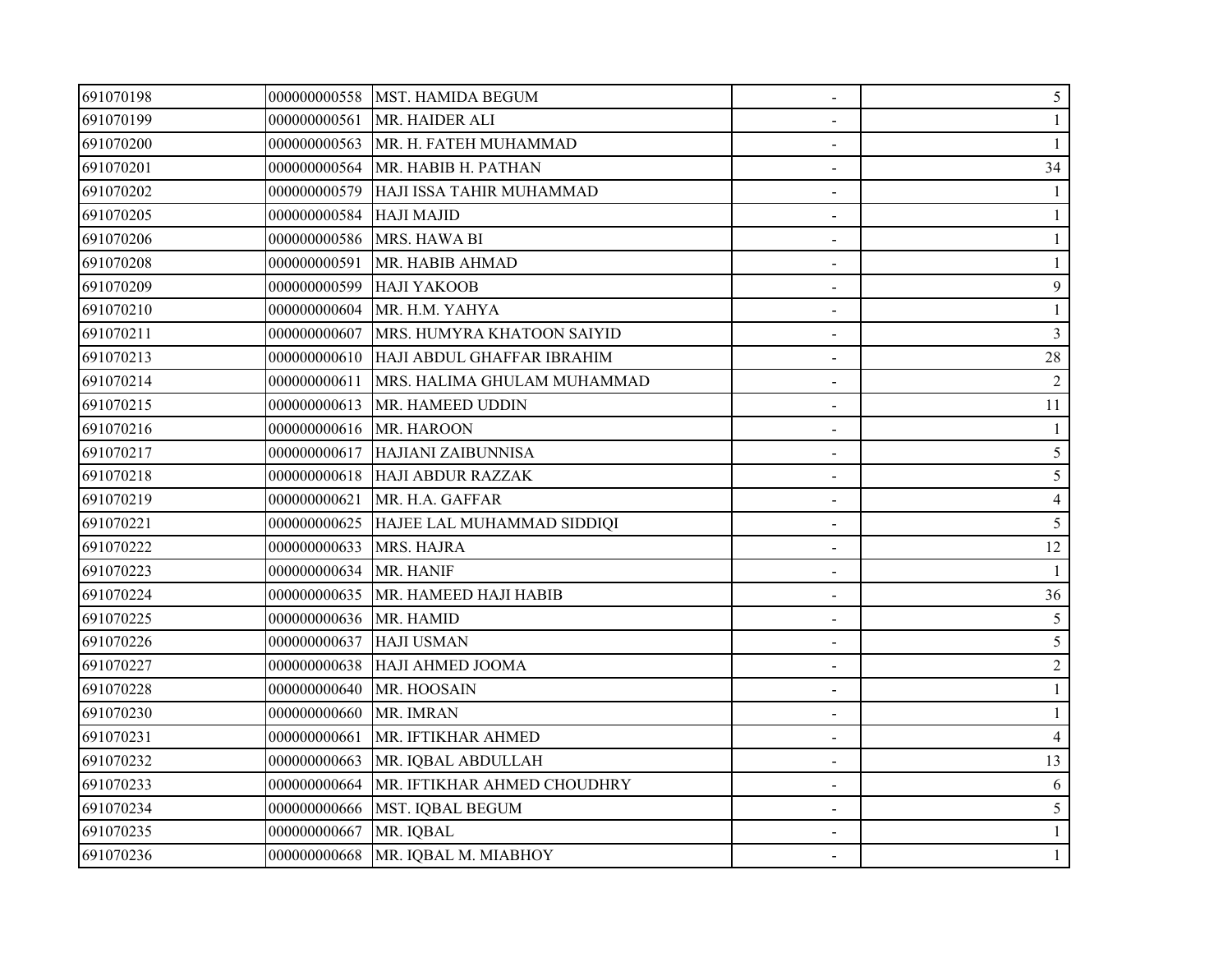| | | | | |
|---|---|---|---|---|
| 691070198 | 000000000558 | MST. HAMIDA BEGUM | - | 5 |
| 691070199 | 000000000561 | MR. HAIDER ALI | - | 1 |
| 691070200 | 000000000563 | MR. H. FATEH MUHAMMAD | - | 1 |
| 691070201 | 000000000564 | MR. HABIB H. PATHAN | - | 34 |
| 691070202 | 000000000579 | HAJI ISSA TAHIR MUHAMMAD | - | 1 |
| 691070205 | 000000000584 | HAJI MAJID | - | 1 |
| 691070206 | 000000000586 | MRS. HAWA BI | - | 1 |
| 691070208 | 000000000591 | MR. HABIB AHMAD | - | 1 |
| 691070209 | 000000000599 | HAJI YAKOOB | - | 9 |
| 691070210 | 000000000604 | MR. H.M. YAHYA | - | 1 |
| 691070211 | 000000000607 | MRS. HUMYRA KHATOON SAIYID | - | 3 |
| 691070213 | 000000000610 | HAJI ABDUL GHAFFAR IBRAHIM | - | 28 |
| 691070214 | 000000000611 | MRS. HALIMA GHULAM MUHAMMAD | - | 2 |
| 691070215 | 000000000613 | MR. HAMEED UDDIN | - | 11 |
| 691070216 | 000000000616 | MR. HAROON | - | 1 |
| 691070217 | 000000000617 | HAJIANI ZAIBUNNISA | - | 5 |
| 691070218 | 000000000618 | HAJI ABDUR RAZZAK | - | 5 |
| 691070219 | 000000000621 | MR. H.A. GAFFAR | - | 4 |
| 691070221 | 000000000625 | HAJEE LAL MUHAMMAD SIDDIQI | - | 5 |
| 691070222 | 000000000633 | MRS. HAJRA | - | 12 |
| 691070223 | 000000000634 | MR. HANIF | - | 1 |
| 691070224 | 000000000635 | MR. HAMEED HAJI HABIB | - | 36 |
| 691070225 | 000000000636 | MR. HAMID | - | 5 |
| 691070226 | 000000000637 | HAJI USMAN | - | 5 |
| 691070227 | 000000000638 | HAJI AHMED JOOMA | - | 2 |
| 691070228 | 000000000640 | MR. HOOSAIN | - | 1 |
| 691070230 | 000000000660 | MR. IMRAN | - | 1 |
| 691070231 | 000000000661 | MR. IFTIKHAR AHMED | - | 4 |
| 691070232 | 000000000663 | MR. IQBAL ABDULLAH | - | 13 |
| 691070233 | 000000000664 | MR. IFTIKHAR AHMED CHOUDHRY | - | 6 |
| 691070234 | 000000000666 | MST. IQBAL BEGUM | - | 5 |
| 691070235 | 000000000667 | MR. IQBAL | - | 1 |
| 691070236 | 000000000668 | MR. IQBAL M. MIABHOY | - | 1 |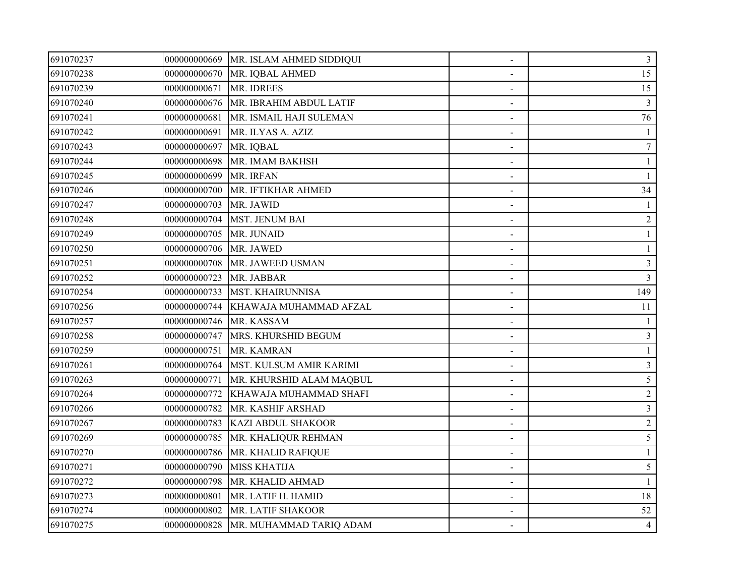| | | | | |
|---|---|---|---|---|
| 691070237 | 000000000669 | MR. ISLAM AHMED SIDDIQUI | - | 3 |
| 691070238 | 000000000670 | MR. IQBAL AHMED | - | 15 |
| 691070239 | 000000000671 | MR. IDREES | - | 15 |
| 691070240 | 000000000676 | MR. IBRAHIM ABDUL LATIF | - | 3 |
| 691070241 | 000000000681 | MR. ISMAIL HAJI SULEMAN | - | 76 |
| 691070242 | 000000000691 | MR. ILYAS A. AZIZ | - | 1 |
| 691070243 | 000000000697 | MR. IQBAL | - | 7 |
| 691070244 | 000000000698 | MR. IMAM BAKHSH | - | 1 |
| 691070245 | 000000000699 | MR. IRFAN | - | 1 |
| 691070246 | 000000000700 | MR. IFTIKHAR AHMED | - | 34 |
| 691070247 | 000000000703 | MR. JAWID | - | 1 |
| 691070248 | 000000000704 | MST. JENUM BAI | - | 2 |
| 691070249 | 000000000705 | MR. JUNAID | - | 1 |
| 691070250 | 000000000706 | MR. JAWED | - | 1 |
| 691070251 | 000000000708 | MR. JAWEED USMAN | - | 3 |
| 691070252 | 000000000723 | MR. JABBAR | - | 3 |
| 691070254 | 000000000733 | MST. KHAIRUNNISA | - | 149 |
| 691070256 | 000000000744 | KHAWAJA MUHAMMAD AFZAL | - | 11 |
| 691070257 | 000000000746 | MR. KASSAM | - | 1 |
| 691070258 | 000000000747 | MRS. KHURSHID BEGUM | - | 3 |
| 691070259 | 000000000751 | MR. KAMRAN | - | 1 |
| 691070261 | 000000000764 | MST. KULSUM AMIR KARIMI | - | 3 |
| 691070263 | 000000000771 | MR. KHURSHID ALAM MAQBUL | - | 5 |
| 691070264 | 000000000772 | KHAWAJA MUHAMMAD SHAFI | - | 2 |
| 691070266 | 000000000782 | MR. KASHIF ARSHAD | - | 3 |
| 691070267 | 000000000783 | KAZI ABDUL SHAKOOR | - | 2 |
| 691070269 | 000000000785 | MR. KHALIQUR REHMAN | - | 5 |
| 691070270 | 000000000786 | MR. KHALID RAFIQUE | - | 1 |
| 691070271 | 000000000790 | MISS KHATIJA | - | 5 |
| 691070272 | 000000000798 | MR. KHALID AHMAD | - | 1 |
| 691070273 | 000000000801 | MR. LATIF H. HAMID | - | 18 |
| 691070274 | 000000000802 | MR. LATIF SHAKOOR | - | 52 |
| 691070275 | 000000000828 | MR. MUHAMMAD TARIQ ADAM | - | 4 |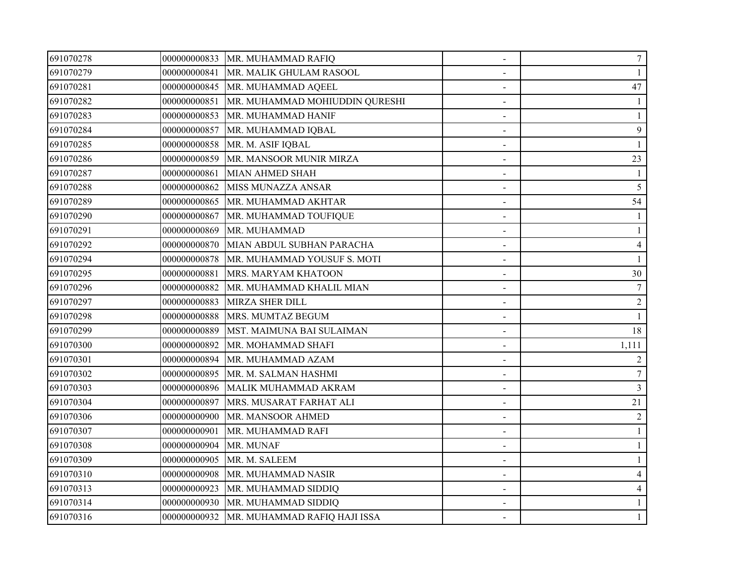| | | | | |
|---|---|---|---|---|
| 691070278 | 000000000833 | MR. MUHAMMAD RAFIQ | - | 7 |
| 691070279 | 000000000841 | MR. MALIK GHULAM RASOOL | - | 1 |
| 691070281 | 000000000845 | MR. MUHAMMAD AQEEL | - | 47 |
| 691070282 | 000000000851 | MR. MUHAMMAD MOHIUDDIN QURESHI | - | 1 |
| 691070283 | 000000000853 | MR. MUHAMMAD HANIF | - | 1 |
| 691070284 | 000000000857 | MR. MUHAMMAD IQBAL | - | 9 |
| 691070285 | 000000000858 | MR. M. ASIF IQBAL | - | 1 |
| 691070286 | 000000000859 | MR. MANSOOR MUNIR MIRZA | - | 23 |
| 691070287 | 000000000861 | MIAN AHMED SHAH | - | 1 |
| 691070288 | 000000000862 | MISS MUNAZZA ANSAR | - | 5 |
| 691070289 | 000000000865 | MR. MUHAMMAD AKHTAR | - | 54 |
| 691070290 | 000000000867 | MR. MUHAMMAD TOUFIQUE | - | 1 |
| 691070291 | 000000000869 | MR. MUHAMMAD | - | 1 |
| 691070292 | 000000000870 | MIAN ABDUL SUBHAN PARACHA | - | 4 |
| 691070294 | 000000000878 | MR. MUHAMMAD YOUSUF S. MOTI | - | 1 |
| 691070295 | 000000000881 | MRS. MARYAM KHATOON | - | 30 |
| 691070296 | 000000000882 | MR. MUHAMMAD KHALIL MIAN | - | 7 |
| 691070297 | 000000000883 | MIRZA SHER DILL | - | 2 |
| 691070298 | 000000000888 | MRS. MUMTAZ BEGUM | - | 1 |
| 691070299 | 000000000889 | MST. MAIMUNA BAI SULAIMAN | - | 18 |
| 691070300 | 000000000892 | MR. MOHAMMAD SHAFI | - | 1,111 |
| 691070301 | 000000000894 | MR. MUHAMMAD AZAM | - | 2 |
| 691070302 | 000000000895 | MR. M. SALMAN HASHMI | - | 7 |
| 691070303 | 000000000896 | MALIK MUHAMMAD AKRAM | - | 3 |
| 691070304 | 000000000897 | MRS. MUSARAT FARHAT ALI | - | 21 |
| 691070306 | 000000000900 | MR. MANSOOR AHMED | - | 2 |
| 691070307 | 000000000901 | MR. MUHAMMAD RAFI | - | 1 |
| 691070308 | 000000000904 | MR. MUNAF | - | 1 |
| 691070309 | 000000000905 | MR. M. SALEEM | - | 1 |
| 691070310 | 000000000908 | MR. MUHAMMAD NASIR | - | 4 |
| 691070313 | 000000000923 | MR. MUHAMMAD SIDDIQ | - | 4 |
| 691070314 | 000000000930 | MR. MUHAMMAD SIDDIQ | - | 1 |
| 691070316 | 000000000932 | MR. MUHAMMAD RAFIQ HAJI ISSA | - | 1 |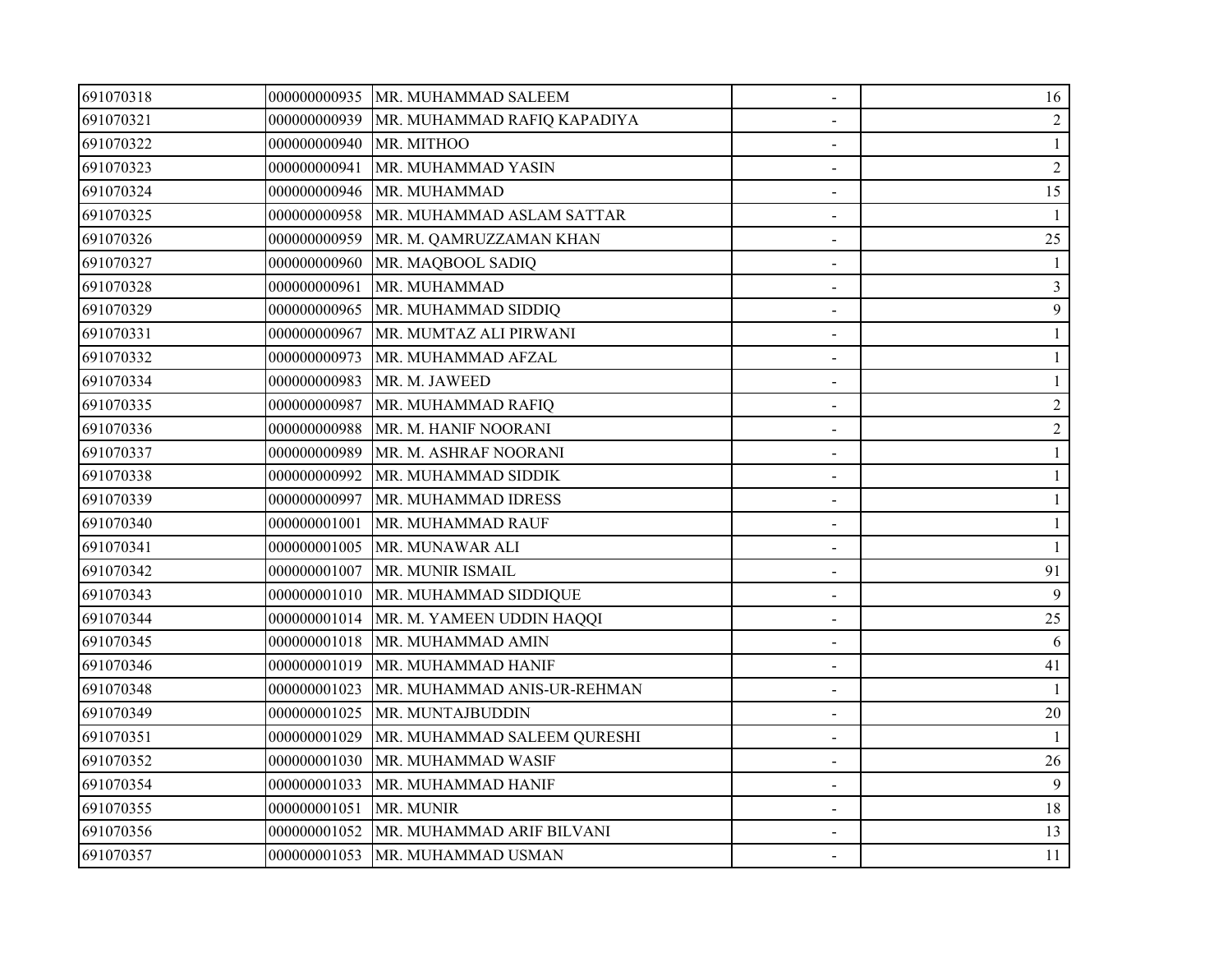| | | | | |
|---|---|---|---|---|
| 691070318 | 000000000935 | MR. MUHAMMAD SALEEM | - | 16 |
| 691070321 | 000000000939 | MR. MUHAMMAD RAFIQ KAPADIYA | - | 2 |
| 691070322 | 000000000940 | MR. MITHOO | - | 1 |
| 691070323 | 000000000941 | MR. MUHAMMAD YASIN | - | 2 |
| 691070324 | 000000000946 | MR. MUHAMMAD | - | 15 |
| 691070325 | 000000000958 | MR. MUHAMMAD ASLAM SATTAR | - | 1 |
| 691070326 | 000000000959 | MR. M. QAMRUZZAMAN KHAN | - | 25 |
| 691070327 | 000000000960 | MR. MAQBOOL SADIQ | - | 1 |
| 691070328 | 000000000961 | MR. MUHAMMAD | - | 3 |
| 691070329 | 000000000965 | MR. MUHAMMAD SIDDIQ | - | 9 |
| 691070331 | 000000000967 | MR. MUMTAZ ALI PIRWANI | - | 1 |
| 691070332 | 000000000973 | MR. MUHAMMAD AFZAL | - | 1 |
| 691070334 | 000000000983 | MR. M. JAWEED | - | 1 |
| 691070335 | 000000000987 | MR. MUHAMMAD RAFIQ | - | 2 |
| 691070336 | 000000000988 | MR. M. HANIF NOORANI | - | 2 |
| 691070337 | 000000000989 | MR. M. ASHRAF NOORANI | - | 1 |
| 691070338 | 000000000992 | MR. MUHAMMAD SIDDIK | - | 1 |
| 691070339 | 000000000997 | MR. MUHAMMAD IDRESS | - | 1 |
| 691070340 | 000000001001 | MR. MUHAMMAD RAUF | - | 1 |
| 691070341 | 000000001005 | MR. MUNAWAR ALI | - | 1 |
| 691070342 | 000000001007 | MR. MUNIR ISMAIL | - | 91 |
| 691070343 | 000000001010 | MR. MUHAMMAD SIDDIQUE | - | 9 |
| 691070344 | 000000001014 | MR. M. YAMEEN UDDIN HAQQI | - | 25 |
| 691070345 | 000000001018 | MR. MUHAMMAD AMIN | - | 6 |
| 691070346 | 000000001019 | MR. MUHAMMAD HANIF | - | 41 |
| 691070348 | 000000001023 | MR. MUHAMMAD ANIS-UR-REHMAN | - | 1 |
| 691070349 | 000000001025 | MR. MUNTAJBUDDIN | - | 20 |
| 691070351 | 000000001029 | MR. MUHAMMAD SALEEM QURESHI | - | 1 |
| 691070352 | 000000001030 | MR. MUHAMMAD WASIF | - | 26 |
| 691070354 | 000000001033 | MR. MUHAMMAD HANIF | - | 9 |
| 691070355 | 000000001051 | MR. MUNIR | - | 18 |
| 691070356 | 000000001052 | MR. MUHAMMAD ARIF BILVANI | - | 13 |
| 691070357 | 000000001053 | MR. MUHAMMAD USMAN | - | 11 |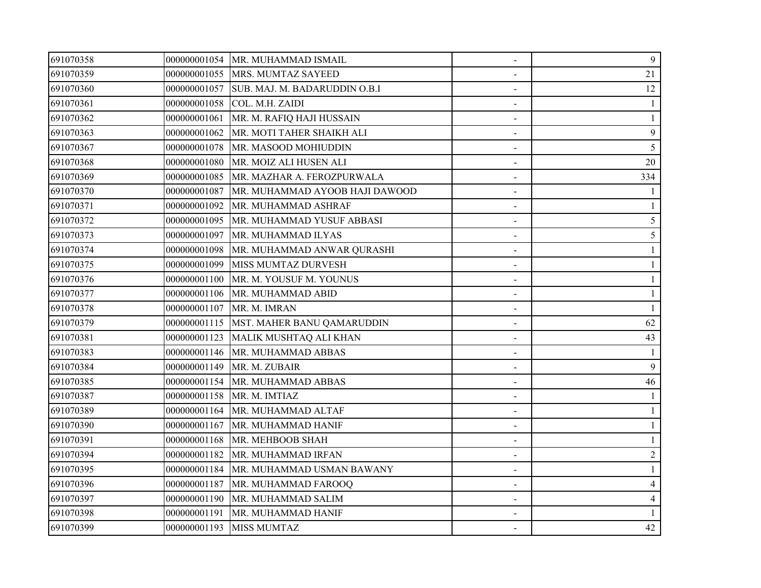| | | | | |
|---|---|---|---|---|
| 691070358 | 000000001054 | MR. MUHAMMAD ISMAIL | - | 9 |
| 691070359 | 000000001055 | MRS. MUMTAZ SAYEED | - | 21 |
| 691070360 | 000000001057 | SUB. MAJ. M. BADARUDDIN O.B.I | - | 12 |
| 691070361 | 000000001058 | COL. M.H. ZAIDI | - | 1 |
| 691070362 | 000000001061 | MR. M. RAFIQ HAJI HUSSAIN | - | 1 |
| 691070363 | 000000001062 | MR. MOTI TAHER SHAIKH ALI | - | 9 |
| 691070367 | 000000001078 | MR. MASOOD MOHIUDDIN | - | 5 |
| 691070368 | 000000001080 | MR. MOIZ ALI HUSEN ALI | - | 20 |
| 691070369 | 000000001085 | MR. MAZHAR A. FEROZPURWALA | - | 334 |
| 691070370 | 000000001087 | MR. MUHAMMAD AYOOB HAJI DAWOOD | - | 1 |
| 691070371 | 000000001092 | MR. MUHAMMAD ASHRAF | - | 1 |
| 691070372 | 000000001095 | MR. MUHAMMAD YUSUF ABBASI | - | 5 |
| 691070373 | 000000001097 | MR. MUHAMMAD ILYAS | - | 5 |
| 691070374 | 000000001098 | MR. MUHAMMAD ANWAR QURASHI | - | 1 |
| 691070375 | 000000001099 | MISS MUMTAZ DURVESH | - | 1 |
| 691070376 | 000000001100 | MR. M. YOUSUF M. YOUNUS | - | 1 |
| 691070377 | 000000001106 | MR. MUHAMMAD ABID | - | 1 |
| 691070378 | 000000001107 | MR. M. IMRAN | - | 1 |
| 691070379 | 000000001115 | MST. MAHER BANU QAMARUDDIN | - | 62 |
| 691070381 | 000000001123 | MALIK MUSHTAQ ALI KHAN | - | 43 |
| 691070383 | 000000001146 | MR. MUHAMMAD ABBAS | - | 1 |
| 691070384 | 000000001149 | MR. M. ZUBAIR | - | 9 |
| 691070385 | 000000001154 | MR. MUHAMMAD ABBAS | - | 46 |
| 691070387 | 000000001158 | MR. M. IMTIAZ | - | 1 |
| 691070389 | 000000001164 | MR. MUHAMMAD ALTAF | - | 1 |
| 691070390 | 000000001167 | MR. MUHAMMAD HANIF | - | 1 |
| 691070391 | 000000001168 | MR. MEHBOOB SHAH | - | 1 |
| 691070394 | 000000001182 | MR. MUHAMMAD IRFAN | - | 2 |
| 691070395 | 000000001184 | MR. MUHAMMAD USMAN BAWANY | - | 1 |
| 691070396 | 000000001187 | MR. MUHAMMAD FAROOQ | - | 4 |
| 691070397 | 000000001190 | MR. MUHAMMAD SALIM | - | 4 |
| 691070398 | 000000001191 | MR. MUHAMMAD HANIF | - | 1 |
| 691070399 | 000000001193 | MISS MUMTAZ | - | 42 |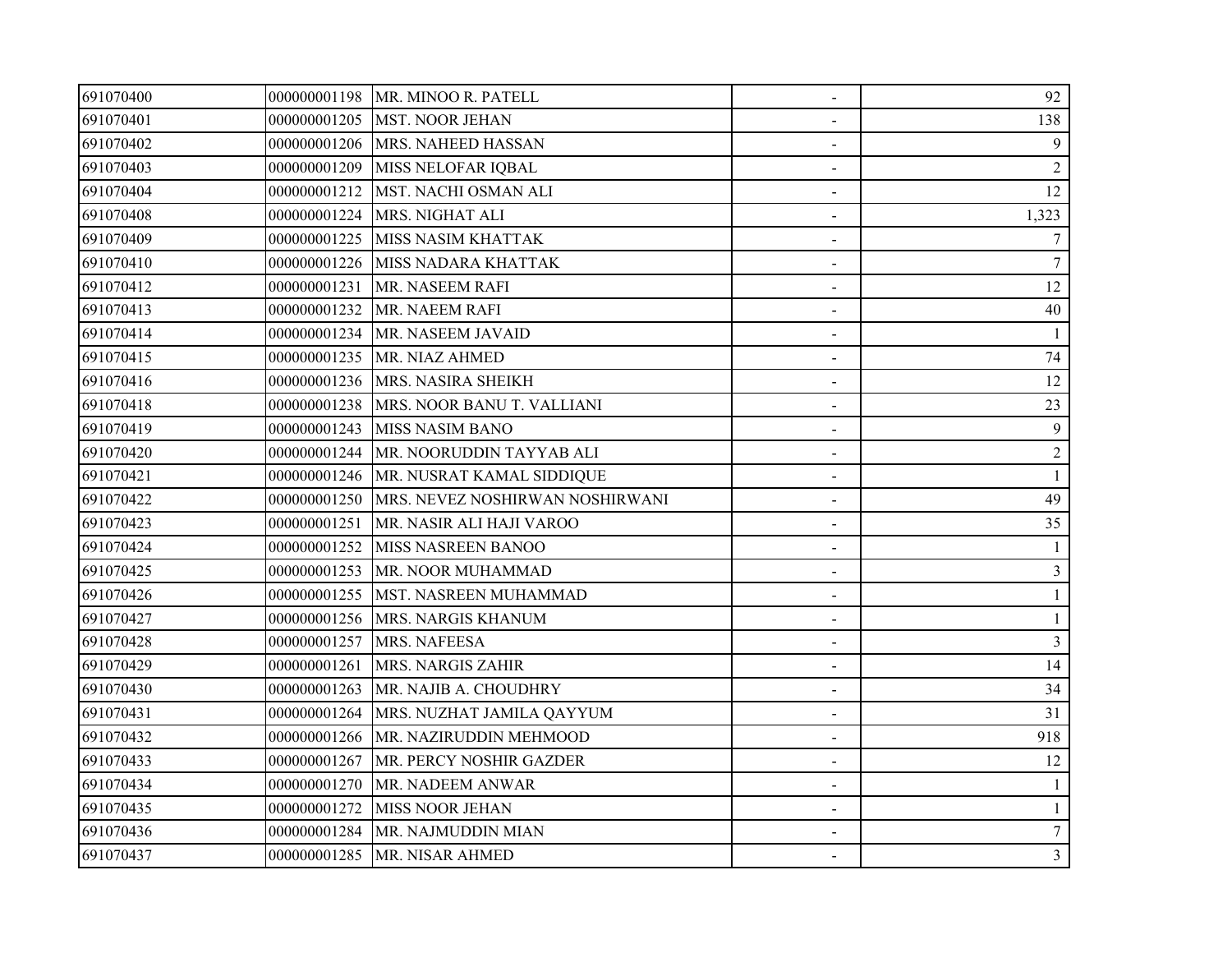| | | | | |
|---|---|---|---|---|
| 691070400 | 000000001198 | MR. MINOO R. PATELL | - | 92 |
| 691070401 | 000000001205 | MST. NOOR JEHAN | - | 138 |
| 691070402 | 000000001206 | MRS. NAHEED HASSAN | - | 9 |
| 691070403 | 000000001209 | MISS NELOFAR IQBAL | - | 2 |
| 691070404 | 000000001212 | MST. NACHI OSMAN ALI | - | 12 |
| 691070408 | 000000001224 | MRS. NIGHAT ALI | - | 1,323 |
| 691070409 | 000000001225 | MISS NASIM KHATTAK | - | 7 |
| 691070410 | 000000001226 | MISS NADARA KHATTAK | - | 7 |
| 691070412 | 000000001231 | MR. NASEEM RAFI | - | 12 |
| 691070413 | 000000001232 | MR. NAEEM RAFI | - | 40 |
| 691070414 | 000000001234 | MR. NASEEM JAVAID | - | 1 |
| 691070415 | 000000001235 | MR. NIAZ AHMED | - | 74 |
| 691070416 | 000000001236 | MRS. NASIRA SHEIKH | - | 12 |
| 691070418 | 000000001238 | MRS. NOOR BANU T. VALLIANI | - | 23 |
| 691070419 | 000000001243 | MISS NASIM BANO | - | 9 |
| 691070420 | 000000001244 | MR. NOORUDDIN TAYYAB ALI | - | 2 |
| 691070421 | 000000001246 | MR. NUSRAT KAMAL SIDDIQUE | - | 1 |
| 691070422 | 000000001250 | MRS. NEVEZ NOSHIRWAN NOSHIRWANI | - | 49 |
| 691070423 | 000000001251 | MR. NASIR ALI HAJI VAROO | - | 35 |
| 691070424 | 000000001252 | MISS NASREEN BANOO | - | 1 |
| 691070425 | 000000001253 | MR. NOOR MUHAMMAD | - | 3 |
| 691070426 | 000000001255 | MST. NASREEN MUHAMMAD | - | 1 |
| 691070427 | 000000001256 | MRS. NARGIS KHANUM | - | 1 |
| 691070428 | 000000001257 | MRS. NAFEESA | - | 3 |
| 691070429 | 000000001261 | MRS. NARGIS ZAHIR | - | 14 |
| 691070430 | 000000001263 | MR. NAJIB A. CHOUDHRY | - | 34 |
| 691070431 | 000000001264 | MRS. NUZHAT JAMILA QAYYUM | - | 31 |
| 691070432 | 000000001266 | MR. NAZIRUDDIN MEHMOOD | - | 918 |
| 691070433 | 000000001267 | MR. PERCY NOSHIR GAZDER | - | 12 |
| 691070434 | 000000001270 | MR. NADEEM ANWAR | - | 1 |
| 691070435 | 000000001272 | MISS NOOR JEHAN | - | 1 |
| 691070436 | 000000001284 | MR. NAJMUDDIN MIAN | - | 7 |
| 691070437 | 000000001285 | MR. NISAR AHMED | - | 3 |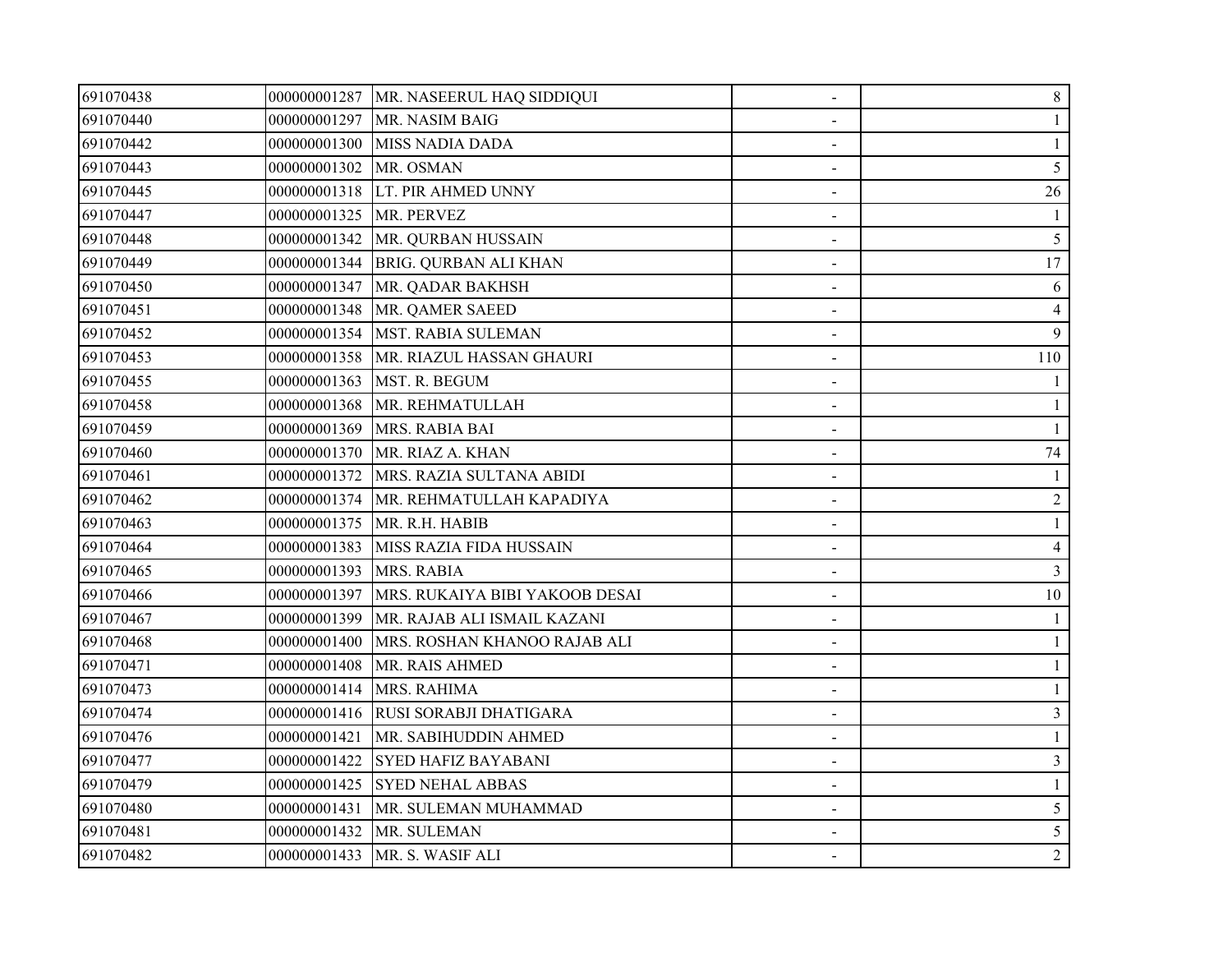| | | | | |
|---|---|---|---|---|
| 691070438 | 000000001287 | MR. NASEERUL HAQ SIDDIQUI | - | 8 |
| 691070440 | 000000001297 | MR. NASIM BAIG | - | 1 |
| 691070442 | 000000001300 | MISS NADIA DADA | - | 1 |
| 691070443 | 000000001302 | MR. OSMAN | - | 5 |
| 691070445 | 000000001318 | LT. PIR AHMED UNNY | - | 26 |
| 691070447 | 000000001325 | MR. PERVEZ | - | 1 |
| 691070448 | 000000001342 | MR. QURBAN HUSSAIN | - | 5 |
| 691070449 | 000000001344 | BRIG. QURBAN ALI KHAN | - | 17 |
| 691070450 | 000000001347 | MR. QADAR BAKHSH | - | 6 |
| 691070451 | 000000001348 | MR. QAMER SAEED | - | 4 |
| 691070452 | 000000001354 | MST. RABIA SULEMAN | - | 9 |
| 691070453 | 000000001358 | MR. RIAZUL HASSAN GHAURI | - | 110 |
| 691070455 | 000000001363 | MST. R. BEGUM | - | 1 |
| 691070458 | 000000001368 | MR. REHMATULLAH | - | 1 |
| 691070459 | 000000001369 | MRS. RABIA BAI | - | 1 |
| 691070460 | 000000001370 | MR. RIAZ A. KHAN | - | 74 |
| 691070461 | 000000001372 | MRS. RAZIA SULTANA ABIDI | - | 1 |
| 691070462 | 000000001374 | MR. REHMATULLAH KAPADIYA | - | 2 |
| 691070463 | 000000001375 | MR. R.H. HABIB | - | 1 |
| 691070464 | 000000001383 | MISS RAZIA FIDA HUSSAIN | - | 4 |
| 691070465 | 000000001393 | MRS. RABIA | - | 3 |
| 691070466 | 000000001397 | MRS. RUKAIYA BIBI YAKOOB DESAI | - | 10 |
| 691070467 | 000000001399 | MR. RAJAB ALI ISMAIL KAZANI | - | 1 |
| 691070468 | 000000001400 | MRS. ROSHAN KHANOO RAJAB ALI | - | 1 |
| 691070471 | 000000001408 | MR. RAIS AHMED | - | 1 |
| 691070473 | 000000001414 | MRS. RAHIMA | - | 1 |
| 691070474 | 000000001416 | RUSI SORABJI DHATIGARA | - | 3 |
| 691070476 | 000000001421 | MR. SABIHUDDIN AHMED | - | 1 |
| 691070477 | 000000001422 | SYED HAFIZ BAYABANI | - | 3 |
| 691070479 | 000000001425 | SYED NEHAL ABBAS | - | 1 |
| 691070480 | 000000001431 | MR. SULEMAN MUHAMMAD | - | 5 |
| 691070481 | 000000001432 | MR. SULEMAN | - | 5 |
| 691070482 | 000000001433 | MR. S. WASIF ALI | - | 2 |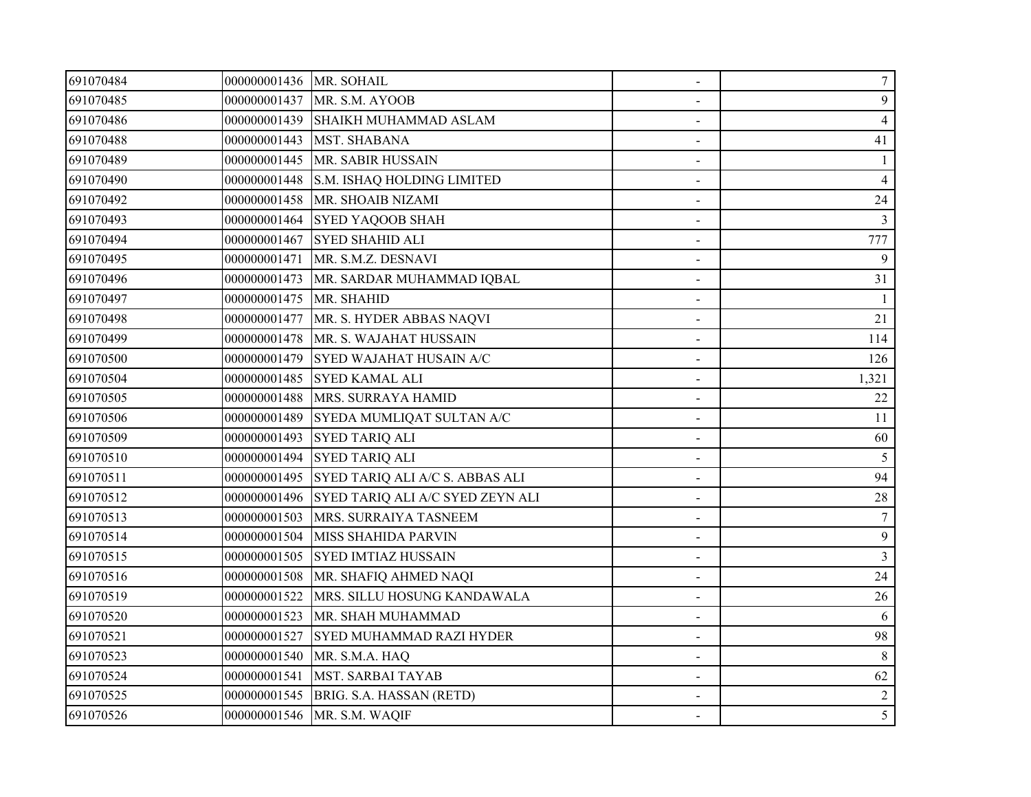| | | | | |
|---|---|---|---|---|
| 691070484 | 000000001436 | MR. SOHAIL | - | 7 |
| 691070485 | 000000001437 | MR. S.M. AYOOB | - | 9 |
| 691070486 | 000000001439 | SHAIKH MUHAMMAD ASLAM | - | 4 |
| 691070488 | 000000001443 | MST. SHABANA | - | 41 |
| 691070489 | 000000001445 | MR. SABIR HUSSAIN | - | 1 |
| 691070490 | 000000001448 | S.M. ISHAQ HOLDING LIMITED | - | 4 |
| 691070492 | 000000001458 | MR. SHOAIB NIZAMI | - | 24 |
| 691070493 | 000000001464 | SYED YAQOOB SHAH | - | 3 |
| 691070494 | 000000001467 | SYED SHAHID ALI | - | 777 |
| 691070495 | 000000001471 | MR. S.M.Z. DESNAVI | - | 9 |
| 691070496 | 000000001473 | MR. SARDAR MUHAMMAD IQBAL | - | 31 |
| 691070497 | 000000001475 | MR. SHAHID | - | 1 |
| 691070498 | 000000001477 | MR. S. HYDER ABBAS NAQVI | - | 21 |
| 691070499 | 000000001478 | MR. S. WAJAHAT HUSSAIN | - | 114 |
| 691070500 | 000000001479 | SYED WAJAHAT HUSAIN A/C | - | 126 |
| 691070504 | 000000001485 | SYED KAMAL ALI | - | 1,321 |
| 691070505 | 000000001488 | MRS. SURRAYA HAMID | - | 22 |
| 691070506 | 000000001489 | SYEDA MUMLIQAT SULTAN A/C | - | 11 |
| 691070509 | 000000001493 | SYED TARIQ ALI | - | 60 |
| 691070510 | 000000001494 | SYED TARIQ ALI | - | 5 |
| 691070511 | 000000001495 | SYED TARIQ ALI A/C S. ABBAS ALI | - | 94 |
| 691070512 | 000000001496 | SYED TARIQ ALI A/C SYED ZEYN ALI | - | 28 |
| 691070513 | 000000001503 | MRS. SURRAIYA TASNEEM | - | 7 |
| 691070514 | 000000001504 | MISS SHAHIDA PARVIN | - | 9 |
| 691070515 | 000000001505 | SYED IMTIAZ HUSSAIN | - | 3 |
| 691070516 | 000000001508 | MR. SHAFIQ AHMED NAQI | - | 24 |
| 691070519 | 000000001522 | MRS. SILLU HOSUNG KANDAWALA | - | 26 |
| 691070520 | 000000001523 | MR. SHAH MUHAMMAD | - | 6 |
| 691070521 | 000000001527 | SYED MUHAMMAD RAZI HYDER | - | 98 |
| 691070523 | 000000001540 | MR. S.M.A. HAQ | - | 8 |
| 691070524 | 000000001541 | MST. SARBAI TAYAB | - | 62 |
| 691070525 | 000000001545 | BRIG. S.A. HASSAN (RETD) | - | 2 |
| 691070526 | 000000001546 | MR. S.M. WAQIF | - | 5 |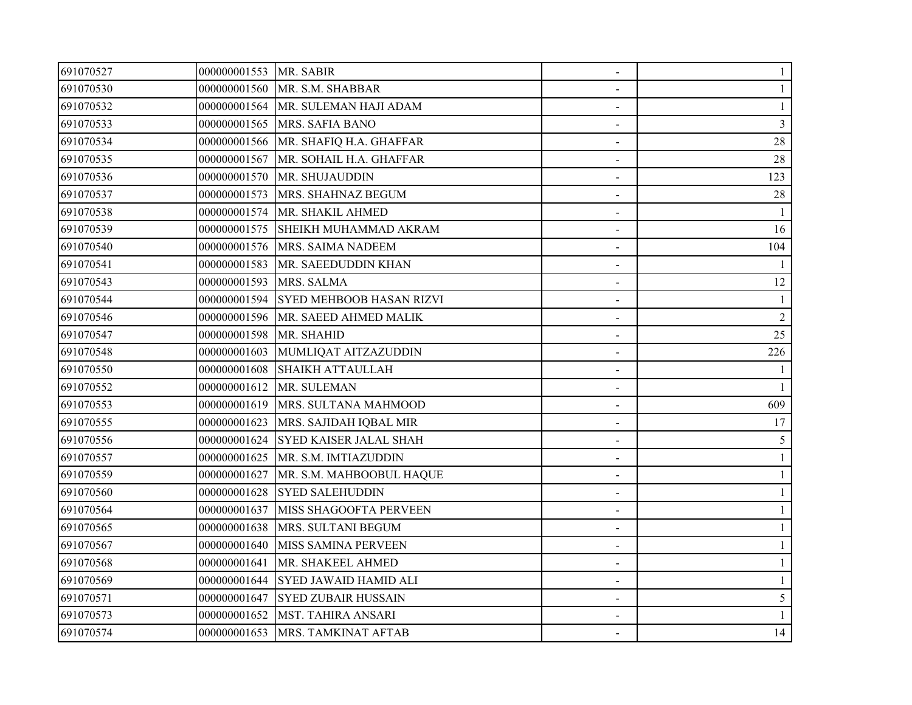| | | | | |
|---|---|---|---|---|
| 691070527 | 000000001553 | MR. SABIR | - | 1 |
| 691070530 | 000000001560 | MR. S.M. SHABBAR | - | 1 |
| 691070532 | 000000001564 | MR. SULEMAN HAJI ADAM | - | 1 |
| 691070533 | 000000001565 | MRS. SAFIA BANO | - | 3 |
| 691070534 | 000000001566 | MR. SHAFIQ H.A. GHAFFAR | - | 28 |
| 691070535 | 000000001567 | MR. SOHAIL H.A. GHAFFAR | - | 28 |
| 691070536 | 000000001570 | MR. SHUJAUDDIN | - | 123 |
| 691070537 | 000000001573 | MRS. SHAHNAZ BEGUM | - | 28 |
| 691070538 | 000000001574 | MR. SHAKIL AHMED | - | 1 |
| 691070539 | 000000001575 | SHEIKH MUHAMMAD AKRAM | - | 16 |
| 691070540 | 000000001576 | MRS. SAIMA NADEEM | - | 104 |
| 691070541 | 000000001583 | MR. SAEEDUDDIN KHAN | - | 1 |
| 691070543 | 000000001593 | MRS. SALMA | - | 12 |
| 691070544 | 000000001594 | SYED MEHBOOB HASAN RIZVI | - | 1 |
| 691070546 | 000000001596 | MR. SAEED AHMED MALIK | - | 2 |
| 691070547 | 000000001598 | MR. SHAHID | - | 25 |
| 691070548 | 000000001603 | MUMLIQAT AITZAZUDDIN | - | 226 |
| 691070550 | 000000001608 | SHAIKH ATTAULLAH | - | 1 |
| 691070552 | 000000001612 | MR. SULEMAN | - | 1 |
| 691070553 | 000000001619 | MRS. SULTANA MAHMOOD | - | 609 |
| 691070555 | 000000001623 | MRS. SAJIDAH IQBAL MIR | - | 17 |
| 691070556 | 000000001624 | SYED KAISER JALAL SHAH | - | 5 |
| 691070557 | 000000001625 | MR. S.M. IMTIAZUDDIN | - | 1 |
| 691070559 | 000000001627 | MR. S.M. MAHBOOBUL HAQUE | - | 1 |
| 691070560 | 000000001628 | SYED SALEHUDDIN | - | 1 |
| 691070564 | 000000001637 | MISS SHAGOOFTA PERVEEN | - | 1 |
| 691070565 | 000000001638 | MRS. SULTANI BEGUM | - | 1 |
| 691070567 | 000000001640 | MISS SAMINA PERVEEN | - | 1 |
| 691070568 | 000000001641 | MR. SHAKEEL AHMED | - | 1 |
| 691070569 | 000000001644 | SYED JAWAID HAMID ALI | - | 1 |
| 691070571 | 000000001647 | SYED ZUBAIR HUSSAIN | - | 5 |
| 691070573 | 000000001652 | MST. TAHIRA ANSARI | - | 1 |
| 691070574 | 000000001653 | MRS. TAMKINAT AFTAB | - | 14 |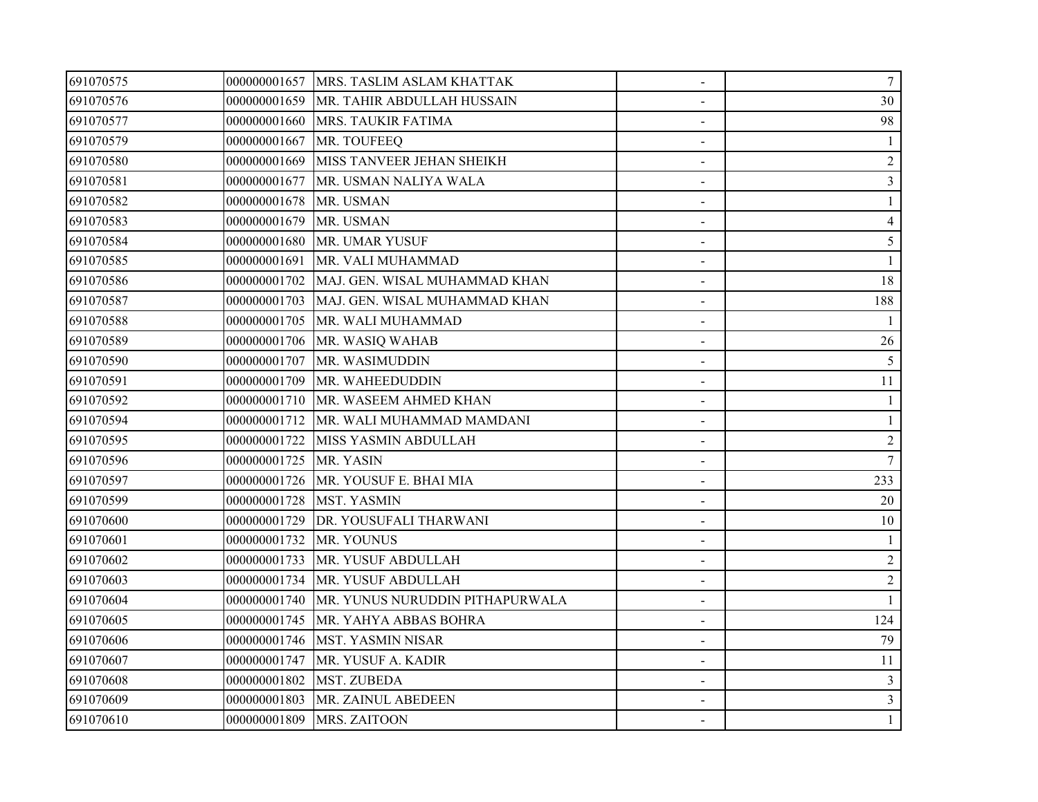| | | | | |
|---|---|---|---|---|
| 691070575 | 000000001657 | MRS. TASLIM ASLAM KHATTAK | - | 7 |
| 691070576 | 000000001659 | MR. TAHIR ABDULLAH HUSSAIN | - | 30 |
| 691070577 | 000000001660 | MRS. TAUKIR FATIMA | - | 98 |
| 691070579 | 000000001667 | MR. TOUFEEQ | - | 1 |
| 691070580 | 000000001669 | MISS TANVEER JEHAN SHEIKH | - | 2 |
| 691070581 | 000000001677 | MR. USMAN NALIYA WALA | - | 3 |
| 691070582 | 000000001678 | MR. USMAN | - | 1 |
| 691070583 | 000000001679 | MR. USMAN | - | 4 |
| 691070584 | 000000001680 | MR. UMAR YUSUF | - | 5 |
| 691070585 | 000000001691 | MR. VALI MUHAMMAD | - | 1 |
| 691070586 | 000000001702 | MAJ. GEN. WISAL MUHAMMAD KHAN | - | 18 |
| 691070587 | 000000001703 | MAJ. GEN. WISAL MUHAMMAD KHAN | - | 188 |
| 691070588 | 000000001705 | MR. WALI MUHAMMAD | - | 1 |
| 691070589 | 000000001706 | MR. WASIQ WAHAB | - | 26 |
| 691070590 | 000000001707 | MR. WASIMUDDIN | - | 5 |
| 691070591 | 000000001709 | MR. WAHEEDUDDIN | - | 11 |
| 691070592 | 000000001710 | MR. WASEEM AHMED KHAN | - | 1 |
| 691070594 | 000000001712 | MR. WALI MUHAMMAD MAMDANI | - | 1 |
| 691070595 | 000000001722 | MISS YASMIN ABDULLAH | - | 2 |
| 691070596 | 000000001725 | MR. YASIN | - | 7 |
| 691070597 | 000000001726 | MR. YOUSUF E. BHAI MIA | - | 233 |
| 691070599 | 000000001728 | MST. YASMIN | - | 20 |
| 691070600 | 000000001729 | DR. YOUSUFALI THARWANI | - | 10 |
| 691070601 | 000000001732 | MR. YOUNUS | - | 1 |
| 691070602 | 000000001733 | MR. YUSUF ABDULLAH | - | 2 |
| 691070603 | 000000001734 | MR. YUSUF ABDULLAH | - | 2 |
| 691070604 | 000000001740 | MR. YUNUS NURUDDIN PITHAPURWALA | - | 1 |
| 691070605 | 000000001745 | MR. YAHYA ABBAS BOHRA | - | 124 |
| 691070606 | 000000001746 | MST. YASMIN NISAR | - | 79 |
| 691070607 | 000000001747 | MR. YUSUF A. KADIR | - | 11 |
| 691070608 | 000000001802 | MST. ZUBEDA | - | 3 |
| 691070609 | 000000001803 | MR. ZAINUL ABEDEEN | - | 3 |
| 691070610 | 000000001809 | MRS. ZAITOON | - | 1 |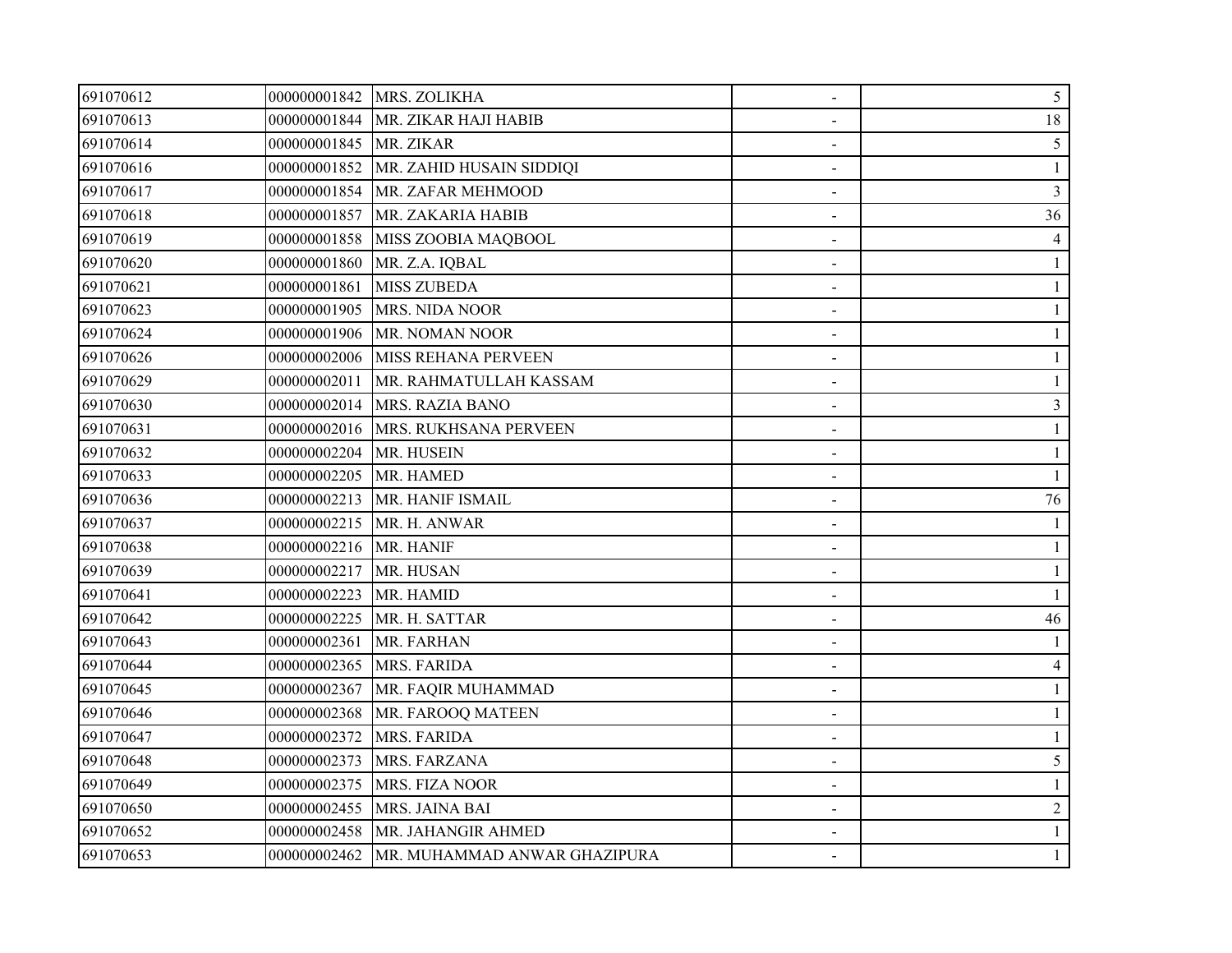| | | | | |
|---|---|---|---|---|
| 691070612 | 000000001842 | MRS. ZOLIKHA | - | 5 |
| 691070613 | 000000001844 | MR. ZIKAR HAJI HABIB | - | 18 |
| 691070614 | 000000001845 | MR. ZIKAR | - | 5 |
| 691070616 | 000000001852 | MR. ZAHID HUSAIN SIDDIQI | - | 1 |
| 691070617 | 000000001854 | MR. ZAFAR MEHMOOD | - | 3 |
| 691070618 | 000000001857 | MR. ZAKARIA HABIB | - | 36 |
| 691070619 | 000000001858 | MISS ZOOBIA MAQBOOL | - | 4 |
| 691070620 | 000000001860 | MR. Z.A. IQBAL | - | 1 |
| 691070621 | 000000001861 | MISS ZUBEDA | - | 1 |
| 691070623 | 000000001905 | MRS. NIDA NOOR | - | 1 |
| 691070624 | 000000001906 | MR. NOMAN NOOR | - | 1 |
| 691070626 | 000000002006 | MISS REHANA PERVEEN | - | 1 |
| 691070629 | 000000002011 | MR. RAHMATULLAH KASSAM | - | 1 |
| 691070630 | 000000002014 | MRS. RAZIA BANO | - | 3 |
| 691070631 | 000000002016 | MRS. RUKHSANA PERVEEN | - | 1 |
| 691070632 | 000000002204 | MR. HUSEIN | - | 1 |
| 691070633 | 000000002205 | MR. HAMED | - | 1 |
| 691070636 | 000000002213 | MR. HANIF ISMAIL | - | 76 |
| 691070637 | 000000002215 | MR. H. ANWAR | - | 1 |
| 691070638 | 000000002216 | MR. HANIF | - | 1 |
| 691070639 | 000000002217 | MR. HUSAN | - | 1 |
| 691070641 | 000000002223 | MR. HAMID | - | 1 |
| 691070642 | 000000002225 | MR. H. SATTAR | - | 46 |
| 691070643 | 000000002361 | MR. FARHAN | - | 1 |
| 691070644 | 000000002365 | MRS. FARIDA | - | 4 |
| 691070645 | 000000002367 | MR. FAQIR MUHAMMAD | - | 1 |
| 691070646 | 000000002368 | MR. FAROOQ MATEEN | - | 1 |
| 691070647 | 000000002372 | MRS. FARIDA | - | 1 |
| 691070648 | 000000002373 | MRS. FARZANA | - | 5 |
| 691070649 | 000000002375 | MRS. FIZA NOOR | - | 1 |
| 691070650 | 000000002455 | MRS. JAINA BAI | - | 2 |
| 691070652 | 000000002458 | MR. JAHANGIR AHMED | - | 1 |
| 691070653 | 000000002462 | MR. MUHAMMAD ANWAR GHAZIPURA | - | 1 |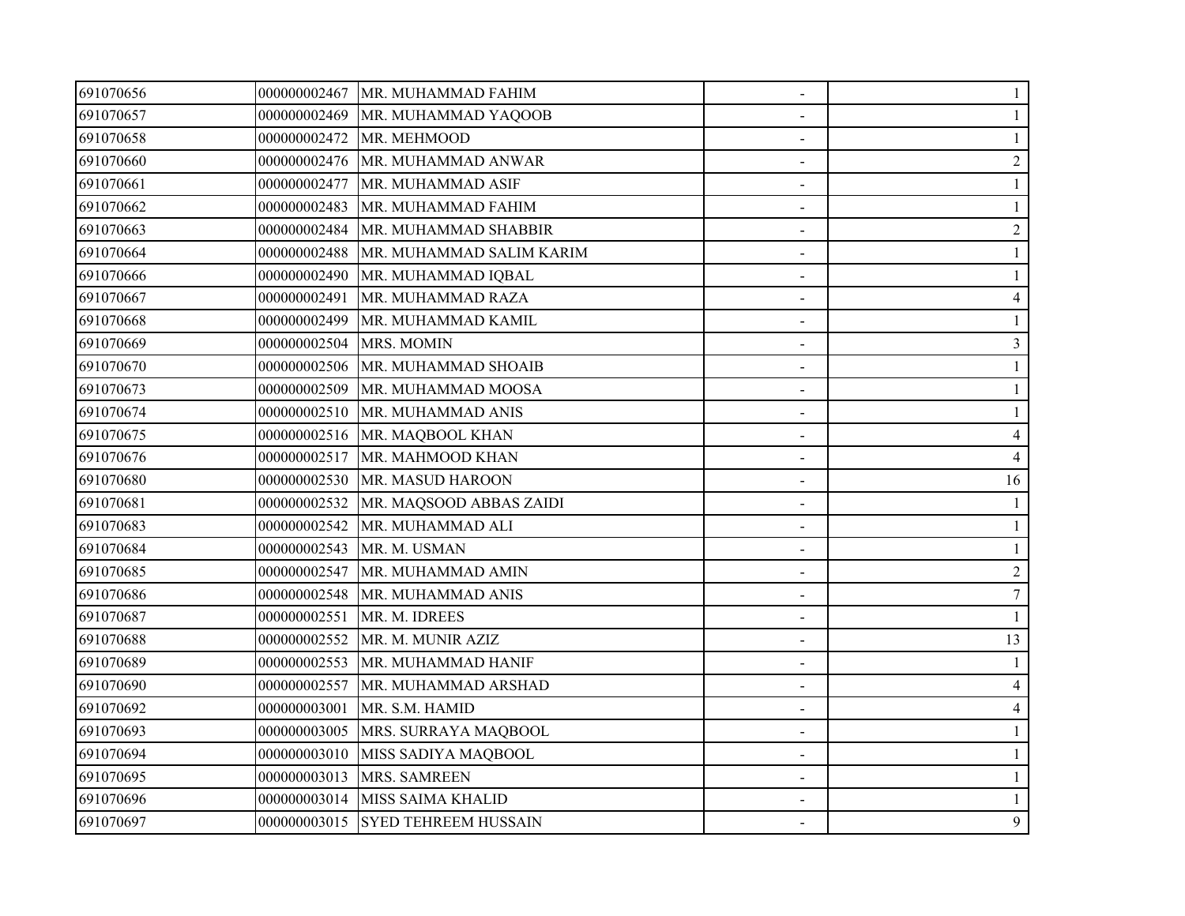| | | | | |
|---|---|---|---|---|
| 691070656 | 000000002467 | MR. MUHAMMAD FAHIM | - | 1 |
| 691070657 | 000000002469 | MR. MUHAMMAD YAQOOB | - | 1 |
| 691070658 | 000000002472 | MR. MEHMOOD | - | 1 |
| 691070660 | 000000002476 | MR. MUHAMMAD ANWAR | - | 2 |
| 691070661 | 000000002477 | MR. MUHAMMAD ASIF | - | 1 |
| 691070662 | 000000002483 | MR. MUHAMMAD FAHIM | - | 1 |
| 691070663 | 000000002484 | MR. MUHAMMAD SHABBIR | - | 2 |
| 691070664 | 000000002488 | MR. MUHAMMAD SALIM KARIM | - | 1 |
| 691070666 | 000000002490 | MR. MUHAMMAD IQBAL | - | 1 |
| 691070667 | 000000002491 | MR. MUHAMMAD RAZA | - | 4 |
| 691070668 | 000000002499 | MR. MUHAMMAD KAMIL | - | 1 |
| 691070669 | 000000002504 | MRS. MOMIN | - | 3 |
| 691070670 | 000000002506 | MR. MUHAMMAD SHOAIB | - | 1 |
| 691070673 | 000000002509 | MR. MUHAMMAD MOOSA | - | 1 |
| 691070674 | 000000002510 | MR. MUHAMMAD ANIS | - | 1 |
| 691070675 | 000000002516 | MR. MAQBOOL KHAN | - | 4 |
| 691070676 | 000000002517 | MR. MAHMOOD KHAN | - | 4 |
| 691070680 | 000000002530 | MR. MASUD HAROON | - | 16 |
| 691070681 | 000000002532 | MR. MAQSOOD ABBAS ZAIDI | - | 1 |
| 691070683 | 000000002542 | MR. MUHAMMAD ALI | - | 1 |
| 691070684 | 000000002543 | MR. M. USMAN | - | 1 |
| 691070685 | 000000002547 | MR. MUHAMMAD AMIN | - | 2 |
| 691070686 | 000000002548 | MR. MUHAMMAD ANIS | - | 7 |
| 691070687 | 000000002551 | MR. M. IDREES | - | 1 |
| 691070688 | 000000002552 | MR. M. MUNIR AZIZ | - | 13 |
| 691070689 | 000000002553 | MR. MUHAMMAD HANIF | - | 1 |
| 691070690 | 000000002557 | MR. MUHAMMAD ARSHAD | - | 4 |
| 691070692 | 000000003001 | MR. S.M. HAMID | - | 4 |
| 691070693 | 000000003005 | MRS. SURRAYA MAQBOOL | - | 1 |
| 691070694 | 000000003010 | MISS SADIYA MAQBOOL | - | 1 |
| 691070695 | 000000003013 | MRS. SAMREEN | - | 1 |
| 691070696 | 000000003014 | MISS SAIMA KHALID | - | 1 |
| 691070697 | 000000003015 | SYED TEHREEM HUSSAIN | - | 9 |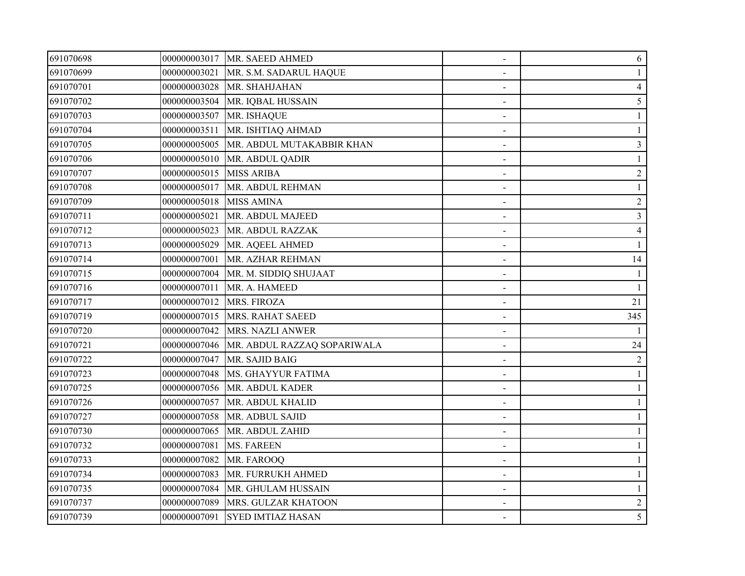| | | | | |
|---|---|---|---|---|
| 691070698 | 000000003017 | MR. SAEED AHMED | - | 6 |
| 691070699 | 000000003021 | MR. S.M. SADARUL HAQUE | - | 1 |
| 691070701 | 000000003028 | MR. SHAHJAHAN | - | 4 |
| 691070702 | 000000003504 | MR. IQBAL HUSSAIN | - | 5 |
| 691070703 | 000000003507 | MR. ISHAQUE | - | 1 |
| 691070704 | 000000003511 | MR. ISHTIAQ AHMAD | - | 1 |
| 691070705 | 000000005005 | MR. ABDUL MUTAKABBIR KHAN | - | 3 |
| 691070706 | 000000005010 | MR. ABDUL QADIR | - | 1 |
| 691070707 | 000000005015 | MISS ARIBA | - | 2 |
| 691070708 | 000000005017 | MR. ABDUL REHMAN | - | 1 |
| 691070709 | 000000005018 | MISS AMINA | - | 2 |
| 691070711 | 000000005021 | MR. ABDUL MAJEED | - | 3 |
| 691070712 | 000000005023 | MR. ABDUL RAZZAK | - | 4 |
| 691070713 | 000000005029 | MR. AQEEL AHMED | - | 1 |
| 691070714 | 000000007001 | MR. AZHAR REHMAN | - | 14 |
| 691070715 | 000000007004 | MR. M. SIDDIQ SHUJAAT | - | 1 |
| 691070716 | 000000007011 | MR. A. HAMEED | - | 1 |
| 691070717 | 000000007012 | MRS. FIROZA | - | 21 |
| 691070719 | 000000007015 | MRS. RAHAT SAEED | - | 345 |
| 691070720 | 000000007042 | MRS. NAZLI ANWER | - | 1 |
| 691070721 | 000000007046 | MR. ABDUL RAZZAQ SOPARIWALA | - | 24 |
| 691070722 | 000000007047 | MR. SAJID BAIG | - | 2 |
| 691070723 | 000000007048 | MS. GHAYYUR FATIMA | - | 1 |
| 691070725 | 000000007056 | MR. ABDUL KADER | - | 1 |
| 691070726 | 000000007057 | MR. ABDUL KHALID | - | 1 |
| 691070727 | 000000007058 | MR. ADBUL SAJID | - | 1 |
| 691070730 | 000000007065 | MR. ABDUL ZAHID | - | 1 |
| 691070732 | 000000007081 | MS. FAREEN | - | 1 |
| 691070733 | 000000007082 | MR. FAROOQ | - | 1 |
| 691070734 | 000000007083 | MR. FURRUKH AHMED | - | 1 |
| 691070735 | 000000007084 | MR. GHULAM HUSSAIN | - | 1 |
| 691070737 | 000000007089 | MRS. GULZAR KHATOON | - | 2 |
| 691070739 | 000000007091 | SYED IMTIAZ HASAN | - | 5 |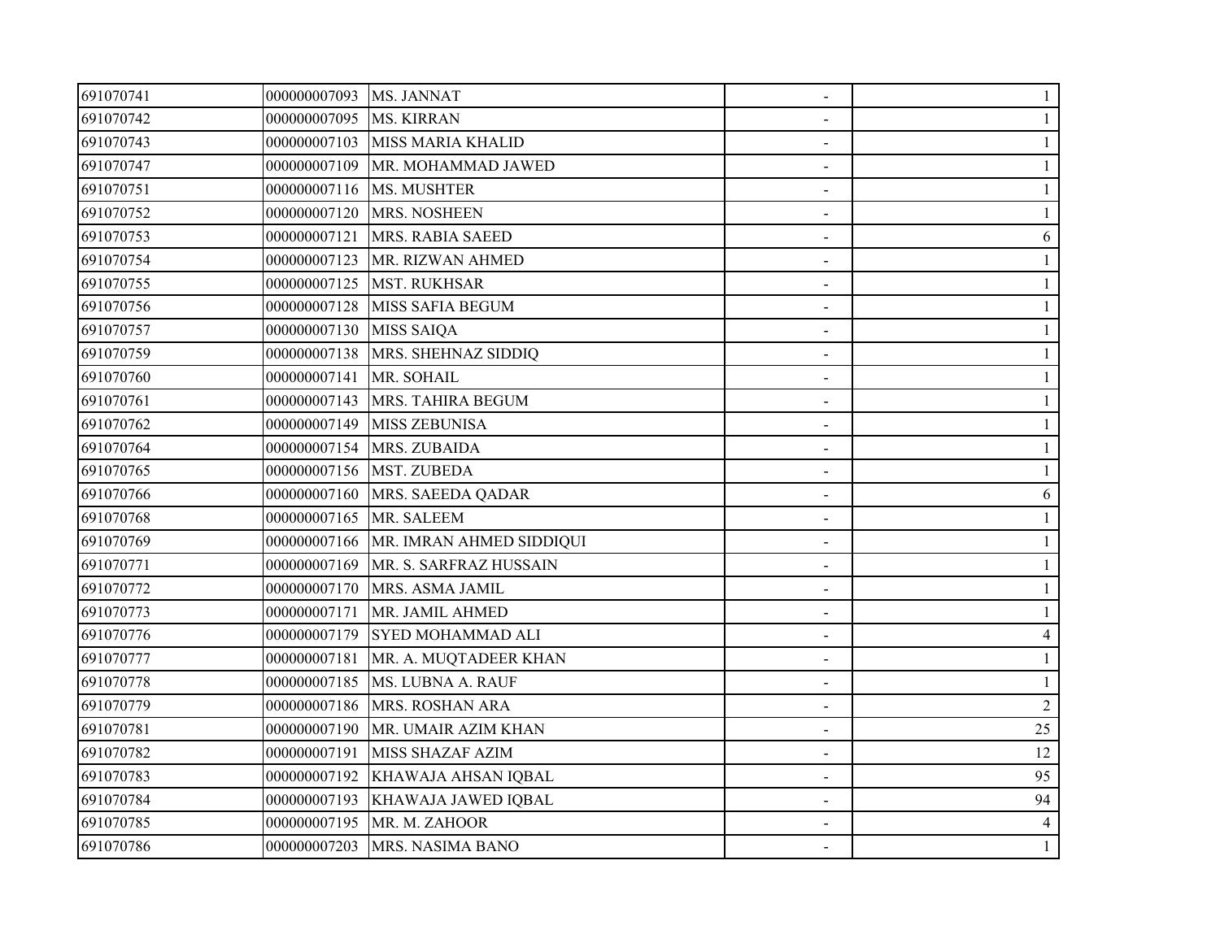| | | | | |
|---|---|---|---|---|
| 691070741 | 000000007093 | MS. JANNAT | - | 1 |
| 691070742 | 000000007095 | MS. KIRRAN | - | 1 |
| 691070743 | 000000007103 | MISS MARIA KHALID | - | 1 |
| 691070747 | 000000007109 | MR. MOHAMMAD JAWED | - | 1 |
| 691070751 | 000000007116 | MS. MUSHTER | - | 1 |
| 691070752 | 000000007120 | MRS. NOSHEEN | - | 1 |
| 691070753 | 000000007121 | MRS. RABIA SAEED | - | 6 |
| 691070754 | 000000007123 | MR. RIZWAN AHMED | - | 1 |
| 691070755 | 000000007125 | MST. RUKHSAR | - | 1 |
| 691070756 | 000000007128 | MISS SAFIA BEGUM | - | 1 |
| 691070757 | 000000007130 | MISS SAIQA | - | 1 |
| 691070759 | 000000007138 | MRS. SHEHNAZ SIDDIQ | - | 1 |
| 691070760 | 000000007141 | MR. SOHAIL | - | 1 |
| 691070761 | 000000007143 | MRS. TAHIRA BEGUM | - | 1 |
| 691070762 | 000000007149 | MISS ZEBUNISA | - | 1 |
| 691070764 | 000000007154 | MRS. ZUBAIDA | - | 1 |
| 691070765 | 000000007156 | MST. ZUBEDA | - | 1 |
| 691070766 | 000000007160 | MRS. SAEEDA QADAR | - | 6 |
| 691070768 | 000000007165 | MR. SALEEM | - | 1 |
| 691070769 | 000000007166 | MR. IMRAN AHMED SIDDIQUI | - | 1 |
| 691070771 | 000000007169 | MR. S. SARFRAZ HUSSAIN | - | 1 |
| 691070772 | 000000007170 | MRS. ASMA JAMIL | - | 1 |
| 691070773 | 000000007171 | MR. JAMIL AHMED | - | 1 |
| 691070776 | 000000007179 | SYED MOHAMMAD ALI | - | 4 |
| 691070777 | 000000007181 | MR. A. MUQTADEER KHAN | - | 1 |
| 691070778 | 000000007185 | MS. LUBNA A. RAUF | - | 1 |
| 691070779 | 000000007186 | MRS. ROSHAN ARA | - | 2 |
| 691070781 | 000000007190 | MR. UMAIR AZIM KHAN | - | 25 |
| 691070782 | 000000007191 | MISS SHAZAF AZIM | - | 12 |
| 691070783 | 000000007192 | KHAWAJA AHSAN IQBAL | - | 95 |
| 691070784 | 000000007193 | KHAWAJA JAWED IQBAL | - | 94 |
| 691070785 | 000000007195 | MR. M. ZAHOOR | - | 4 |
| 691070786 | 000000007203 | MRS. NASIMA BANO | - | 1 |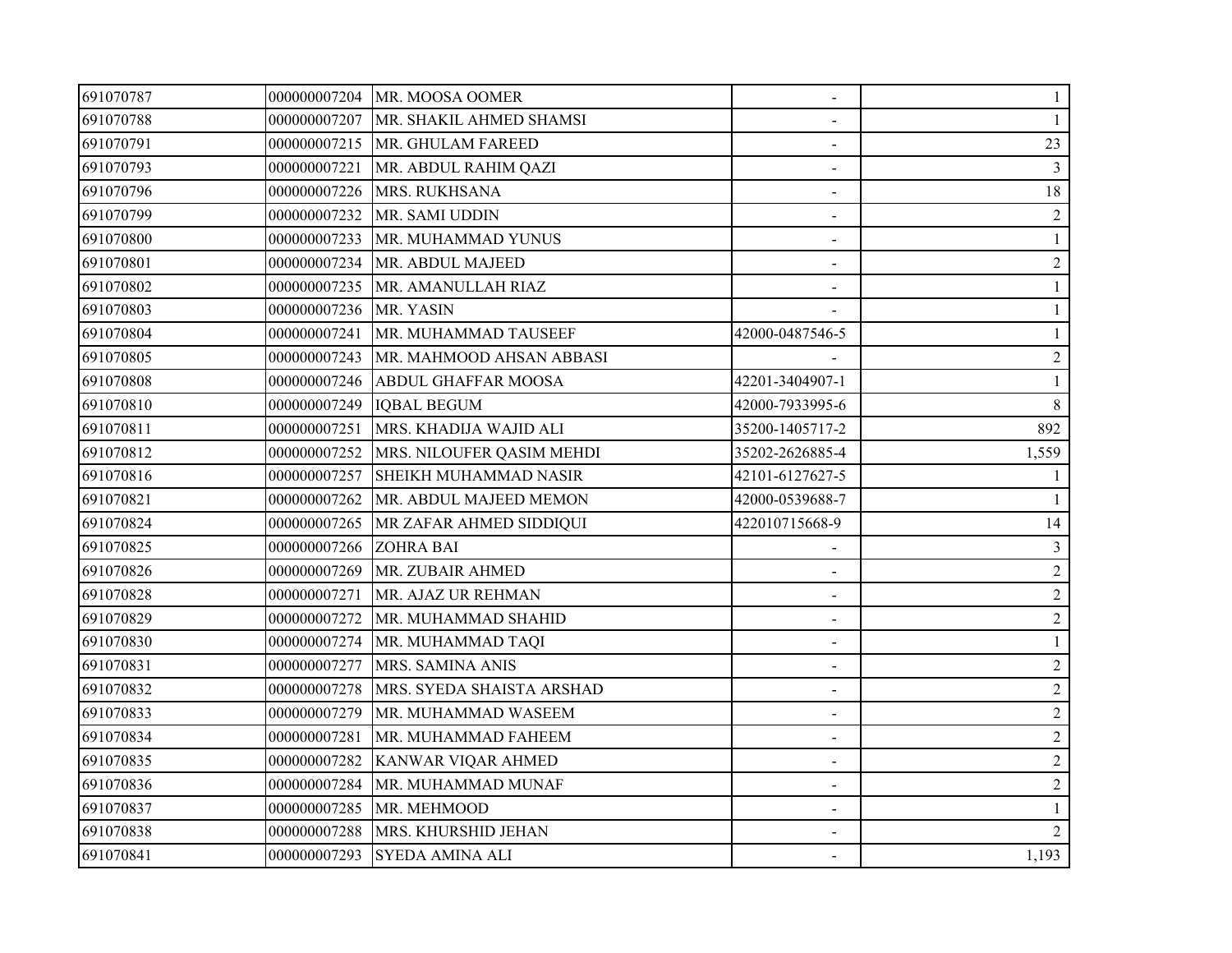| | | | | |
|---|---|---|---|---|
| 691070787 | 000000007204 | MR. MOOSA OOMER | - | 1 |
| 691070788 | 000000007207 | MR. SHAKIL AHMED SHAMSI | - | 1 |
| 691070791 | 000000007215 | MR. GHULAM FAREED | - | 23 |
| 691070793 | 000000007221 | MR. ABDUL RAHIM QAZI | - | 3 |
| 691070796 | 000000007226 | MRS. RUKHSANA | - | 18 |
| 691070799 | 000000007232 | MR. SAMI UDDIN | - | 2 |
| 691070800 | 000000007233 | MR. MUHAMMAD YUNUS | - | 1 |
| 691070801 | 000000007234 | MR. ABDUL MAJEED | - | 2 |
| 691070802 | 000000007235 | MR. AMANULLAH RIAZ | - | 1 |
| 691070803 | 000000007236 | MR. YASIN | - | 1 |
| 691070804 | 000000007241 | MR. MUHAMMAD TAUSEEF | 42000-0487546-5 | 1 |
| 691070805 | 000000007243 | MR. MAHMOOD AHSAN ABBASI | - | 2 |
| 691070808 | 000000007246 | ABDUL GHAFFAR MOOSA | 42201-3404907-1 | 1 |
| 691070810 | 000000007249 | IQBAL BEGUM | 42000-7933995-6 | 8 |
| 691070811 | 000000007251 | MRS. KHADIJA WAJID ALI | 35200-1405717-2 | 892 |
| 691070812 | 000000007252 | MRS. NILOUFER QASIM MEHDI | 35202-2626885-4 | 1,559 |
| 691070816 | 000000007257 | SHEIKH MUHAMMAD NASIR | 42101-6127627-5 | 1 |
| 691070821 | 000000007262 | MR. ABDUL MAJEED MEMON | 42000-0539688-7 | 1 |
| 691070824 | 000000007265 | MR ZAFAR AHMED SIDDIQUI | 422010715668-9 | 14 |
| 691070825 | 000000007266 | ZOHRA BAI | - | 3 |
| 691070826 | 000000007269 | MR. ZUBAIR AHMED | - | 2 |
| 691070828 | 000000007271 | MR. AJAZ UR REHMAN | - | 2 |
| 691070829 | 000000007272 | MR. MUHAMMAD SHAHID | - | 2 |
| 691070830 | 000000007274 | MR. MUHAMMAD TAQI | - | 1 |
| 691070831 | 000000007277 | MRS. SAMINA ANIS | - | 2 |
| 691070832 | 000000007278 | MRS. SYEDA SHAISTA ARSHAD | - | 2 |
| 691070833 | 000000007279 | MR. MUHAMMAD WASEEM | - | 2 |
| 691070834 | 000000007281 | MR. MUHAMMAD FAHEEM | - | 2 |
| 691070835 | 000000007282 | KANWAR VIQAR AHMED | - | 2 |
| 691070836 | 000000007284 | MR. MUHAMMAD MUNAF | - | 2 |
| 691070837 | 000000007285 | MR. MEHMOOD | - | 1 |
| 691070838 | 000000007288 | MRS. KHURSHID JEHAN | - | 2 |
| 691070841 | 000000007293 | SYEDA AMINA ALI | - | 1,193 |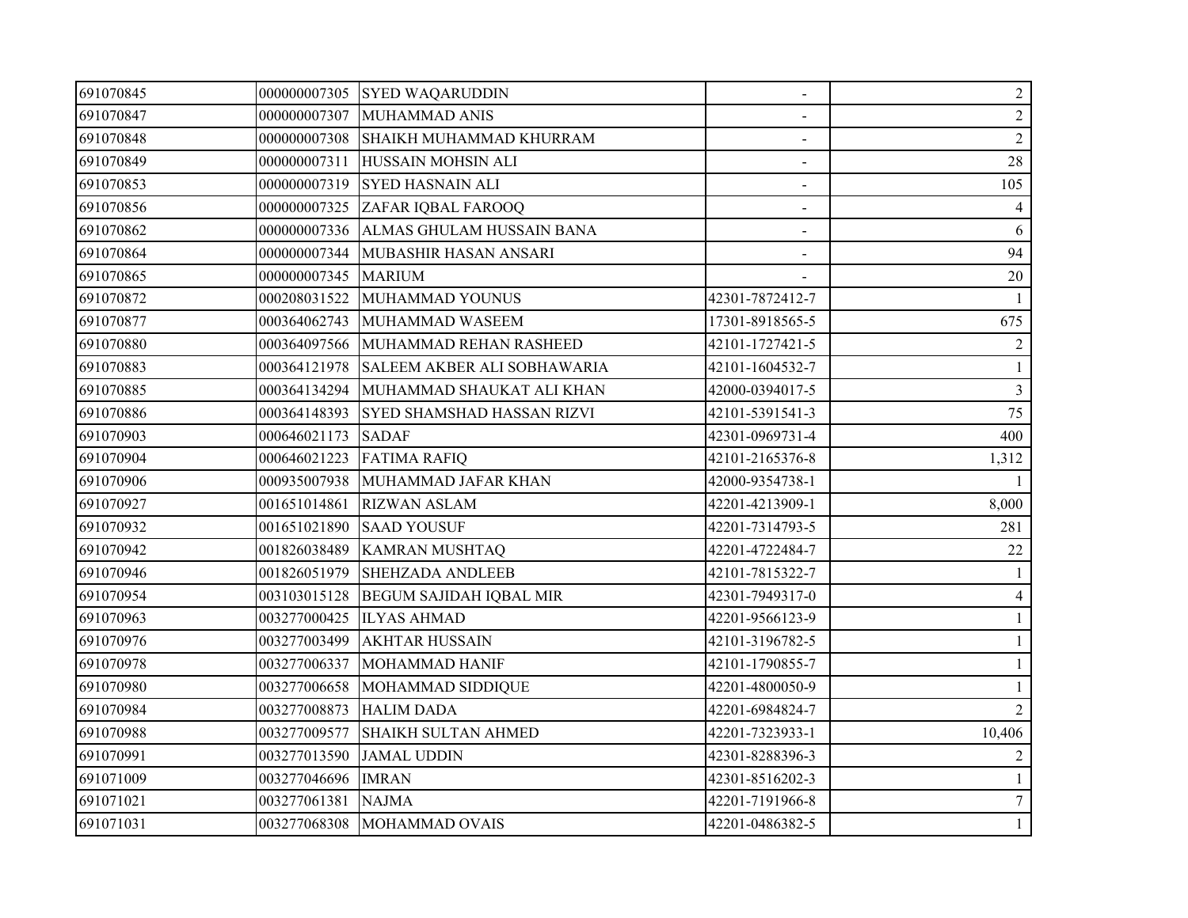| | | | | |
|---|---|---|---|---|
| 691070845 | 000000007305 | SYED WAQARUDDIN | - | 2 |
| 691070847 | 000000007307 | MUHAMMAD ANIS | - | 2 |
| 691070848 | 000000007308 | SHAIKH MUHAMMAD KHURRAM | - | 2 |
| 691070849 | 000000007311 | HUSSAIN MOHSIN ALI | - | 28 |
| 691070853 | 000000007319 | SYED HASNAIN ALI | - | 105 |
| 691070856 | 000000007325 | ZAFAR IQBAL FAROOQ | - | 4 |
| 691070862 | 000000007336 | ALMAS GHULAM HUSSAIN BANA | - | 6 |
| 691070864 | 000000007344 | MUBASHIR HASAN ANSARI | - | 94 |
| 691070865 | 000000007345 | MARIUM | - | 20 |
| 691070872 | 000208031522 | MUHAMMAD YOUNUS | 42301-7872412-7 | 1 |
| 691070877 | 000364062743 | MUHAMMAD WASEEM | 17301-8918565-5 | 675 |
| 691070880 | 000364097566 | MUHAMMAD REHAN RASHEED | 42101-1727421-5 | 2 |
| 691070883 | 000364121978 | SALEEM AKBER ALI SOBHAWARIA | 42101-1604532-7 | 1 |
| 691070885 | 000364134294 | MUHAMMAD SHAUKAT ALI KHAN | 42000-0394017-5 | 3 |
| 691070886 | 000364148393 | SYED SHAMSHAD HASSAN RIZVI | 42101-5391541-3 | 75 |
| 691070903 | 000646021173 | SADAF | 42301-0969731-4 | 400 |
| 691070904 | 000646021223 | FATIMA RAFIQ | 42101-2165376-8 | 1,312 |
| 691070906 | 000935007938 | MUHAMMAD JAFAR KHAN | 42000-9354738-1 | 1 |
| 691070927 | 001651014861 | RIZWAN ASLAM | 42201-4213909-1 | 8,000 |
| 691070932 | 001651021890 | SAAD YOUSUF | 42201-7314793-5 | 281 |
| 691070942 | 001826038489 | KAMRAN MUSHTAQ | 42201-4722484-7 | 22 |
| 691070946 | 001826051979 | SHEHZADA ANDLEEB | 42101-7815322-7 | 1 |
| 691070954 | 003103015128 | BEGUM SAJIDAH IQBAL MIR | 42301-7949317-0 | 4 |
| 691070963 | 003277000425 | ILYAS AHMAD | 42201-9566123-9 | 1 |
| 691070976 | 003277003499 | AKHTAR HUSSAIN | 42101-3196782-5 | 1 |
| 691070978 | 003277006337 | MOHAMMAD HANIF | 42101-1790855-7 | 1 |
| 691070980 | 003277006658 | MOHAMMAD SIDDIQUE | 42201-4800050-9 | 1 |
| 691070984 | 003277008873 | HALIM DADA | 42201-6984824-7 | 2 |
| 691070988 | 003277009577 | SHAIKH SULTAN AHMED | 42201-7323933-1 | 10,406 |
| 691070991 | 003277013590 | JAMAL UDDIN | 42301-8288396-3 | 2 |
| 691071009 | 003277046696 | IMRAN | 42301-8516202-3 | 1 |
| 691071021 | 003277061381 | NAJMA | 42201-7191966-8 | 7 |
| 691071031 | 003277068308 | MOHAMMAD OVAIS | 42201-0486382-5 | 1 |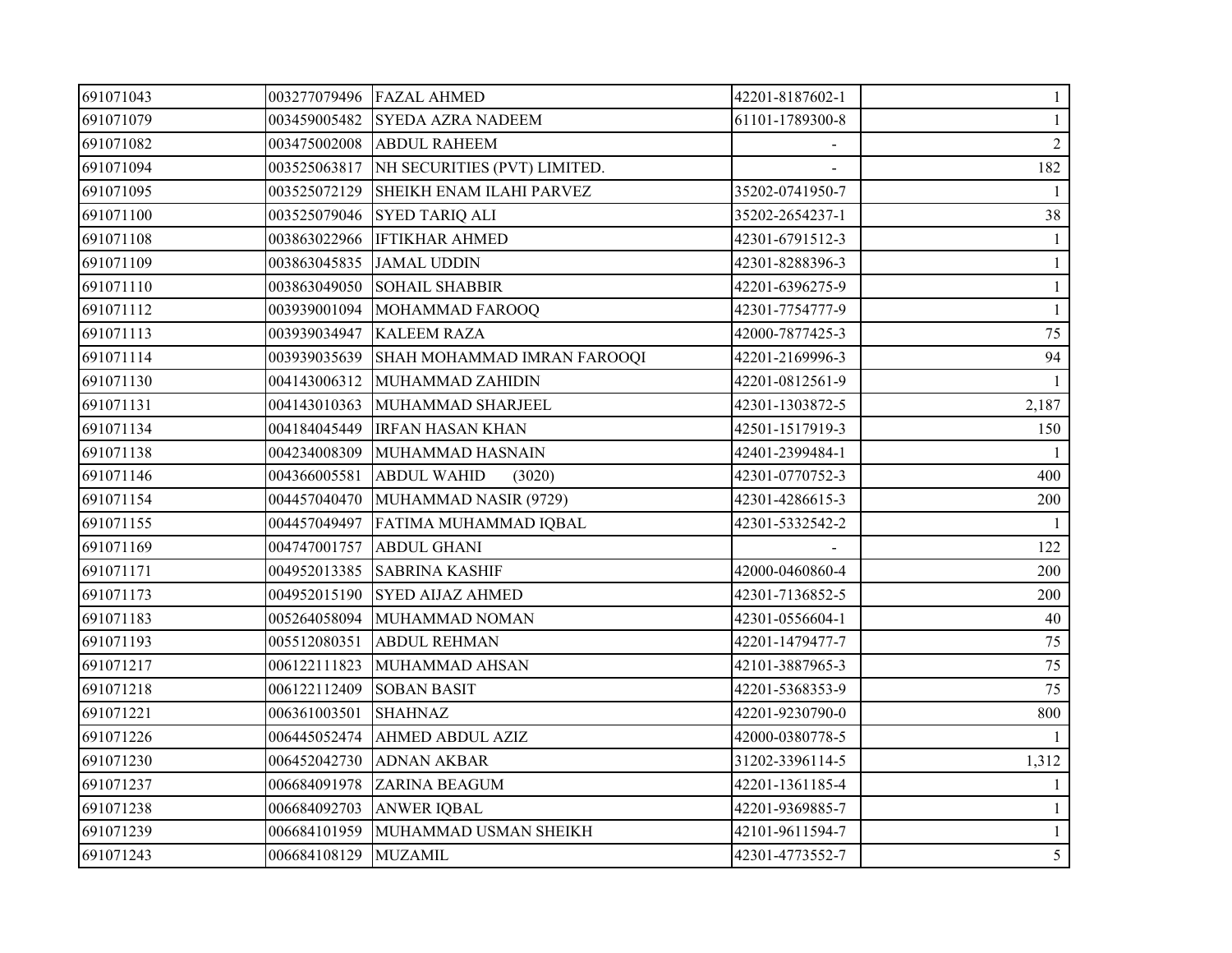| | | | | |
|---|---|---|---|---|
| 691071043 | 003277079496 | FAZAL AHMED | 42201-8187602-1 | 1 |
| 691071079 | 003459005482 | SYEDA AZRA NADEEM | 61101-1789300-8 | 1 |
| 691071082 | 003475002008 | ABDUL RAHEEM | - | 2 |
| 691071094 | 003525063817 | NH SECURITIES (PVT) LIMITED. | - | 182 |
| 691071095 | 003525072129 | SHEIKH ENAM ILAHI PARVEZ | 35202-0741950-7 | 1 |
| 691071100 | 003525079046 | SYED TARIQ ALI | 35202-2654237-1 | 38 |
| 691071108 | 003863022966 | IFTIKHAR AHMED | 42301-6791512-3 | 1 |
| 691071109 | 003863045835 | JAMAL UDDIN | 42301-8288396-3 | 1 |
| 691071110 | 003863049050 | SOHAIL SHABBIR | 42201-6396275-9 | 1 |
| 691071112 | 003939001094 | MOHAMMAD FAROOQ | 42301-7754777-9 | 1 |
| 691071113 | 003939034947 | KALEEM RAZA | 42000-7877425-3 | 75 |
| 691071114 | 003939035639 | SHAH MOHAMMAD IMRAN FAROOQI | 42201-2169996-3 | 94 |
| 691071130 | 004143006312 | MUHAMMAD ZAHIDIN | 42201-0812561-9 | 1 |
| 691071131 | 004143010363 | MUHAMMAD SHARJEEL | 42301-1303872-5 | 2,187 |
| 691071134 | 004184045449 | IRFAN HASAN KHAN | 42501-1517919-3 | 150 |
| 691071138 | 004234008309 | MUHAMMAD HASNAIN | 42401-2399484-1 | 1 |
| 691071146 | 004366005581 | ABDUL WAHID (3020) | 42301-0770752-3 | 400 |
| 691071154 | 004457040470 | MUHAMMAD NASIR (9729) | 42301-4286615-3 | 200 |
| 691071155 | 004457049497 | FATIMA MUHAMMAD IQBAL | 42301-5332542-2 | 1 |
| 691071169 | 004747001757 | ABDUL GHANI | - | 122 |
| 691071171 | 004952013385 | SABRINA KASHIF | 42000-0460860-4 | 200 |
| 691071173 | 004952015190 | SYED AIJAZ AHMED | 42301-7136852-5 | 200 |
| 691071183 | 005264058094 | MUHAMMAD NOMAN | 42301-0556604-1 | 40 |
| 691071193 | 005512080351 | ABDUL REHMAN | 42201-1479477-7 | 75 |
| 691071217 | 006122111823 | MUHAMMAD AHSAN | 42101-3887965-3 | 75 |
| 691071218 | 006122112409 | SOBAN BASIT | 42201-5368353-9 | 75 |
| 691071221 | 006361003501 | SHAHNAZ | 42201-9230790-0 | 800 |
| 691071226 | 006445052474 | AHMED ABDUL AZIZ | 42000-0380778-5 | 1 |
| 691071230 | 006452042730 | ADNAN AKBAR | 31202-3396114-5 | 1,312 |
| 691071237 | 006684091978 | ZARINA BEAGUM | 42201-1361185-4 | 1 |
| 691071238 | 006684092703 | ANWER IQBAL | 42201-9369885-7 | 1 |
| 691071239 | 006684101959 | MUHAMMAD USMAN SHEIKH | 42101-9611594-7 | 1 |
| 691071243 | 006684108129 | MUZAMIL | 42301-4773552-7 | 5 |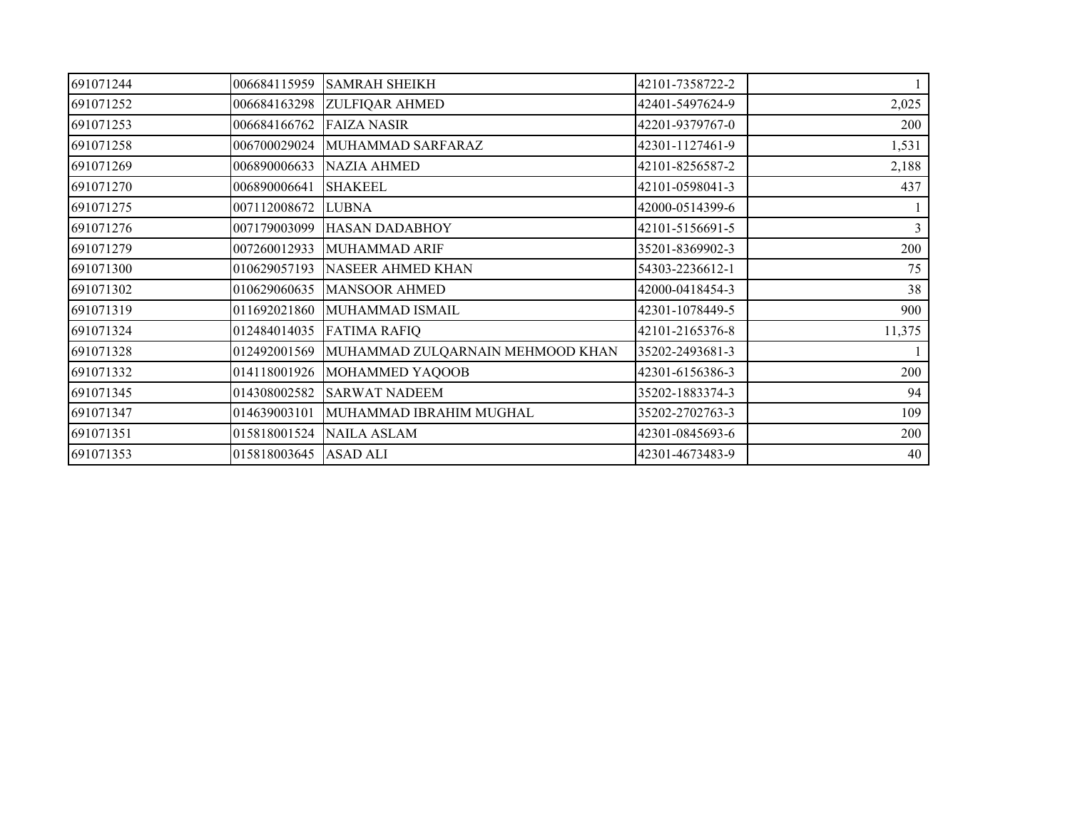| | | | | |
|---|---|---|---|---|
| 691071244 | 006684115959 | SAMRAH SHEIKH | 42101-7358722-2 | 1 |
| 691071252 | 006684163298 | ZULFIQAR AHMED | 42401-5497624-9 | 2,025 |
| 691071253 | 006684166762 | FAIZA NASIR | 42201-9379767-0 | 200 |
| 691071258 | 006700029024 | MUHAMMAD SARFARAZ | 42301-1127461-9 | 1,531 |
| 691071269 | 006890006633 | NAZIA AHMED | 42101-8256587-2 | 2,188 |
| 691071270 | 006890006641 | SHAKEEL | 42101-0598041-3 | 437 |
| 691071275 | 007112008672 | LUBNA | 42000-0514399-6 | 1 |
| 691071276 | 007179003099 | HASAN DADABHOY | 42101-5156691-5 | 3 |
| 691071279 | 007260012933 | MUHAMMAD ARIF | 35201-8369902-3 | 200 |
| 691071300 | 010629057193 | NASEER AHMED KHAN | 54303-2236612-1 | 75 |
| 691071302 | 010629060635 | MANSOOR AHMED | 42000-0418454-3 | 38 |
| 691071319 | 011692021860 | MUHAMMAD ISMAIL | 42301-1078449-5 | 900 |
| 691071324 | 012484014035 | FATIMA RAFIQ | 42101-2165376-8 | 11,375 |
| 691071328 | 012492001569 | MUHAMMAD ZULQARNAIN MEHMOOD KHAN | 35202-2493681-3 | 1 |
| 691071332 | 014118001926 | MOHAMMED YAQOOB | 42301-6156386-3 | 200 |
| 691071345 | 014308002582 | SARWAT NADEEM | 35202-1883374-3 | 94 |
| 691071347 | 014639003101 | MUHAMMAD IBRAHIM MUGHAL | 35202-2702763-3 | 109 |
| 691071351 | 015818001524 | NAILA ASLAM | 42301-0845693-6 | 200 |
| 691071353 | 015818003645 | ASAD ALI | 42301-4673483-9 | 40 |